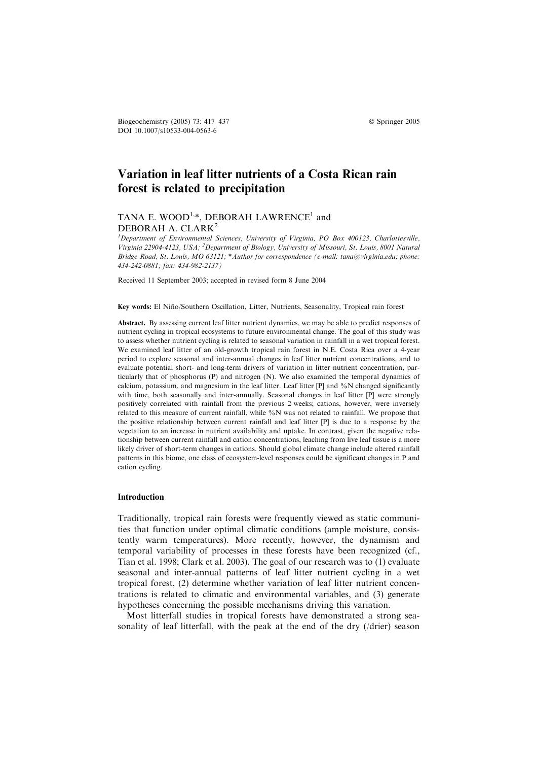Biogeochemistry (2005) 73: 417–437
DOI 10.1007/s10533-004-0563-6

© Springer 2005

# Variation in leaf litter nutrients of a Costa Rican rain forest is related to precipitation

TANA E. WOOD[1,*], DEBORAH LAWRENCE[1] and DEBORAH A. CLARK[2]

[1]*Department of Environmental Sciences, University of Virginia, PO Box 400123, Charlottesville, Virginia 22904-4123, USA;* [2]*Department of Biology, University of Missouri, St. Louis, 8001 Natural Bridge Road, St. Louis, MO 63121; *Author for correspondence (e-mail: tana@virginia.edu; phone: 434-242-0881; fax: 434-982-2137)*

Received 11 September 2003; accepted in revised form 8 June 2004

**Key words:** El Niño/Southern Oscillation, Litter, Nutrients, Seasonality, Tropical rain forest

**Abstract.** By assessing current leaf litter nutrient dynamics, we may be able to predict responses of nutrient cycling in tropical ecosystems to future environmental change. The goal of this study was to assess whether nutrient cycling is related to seasonal variation in rainfall in a wet tropical forest. We examined leaf litter of an old-growth tropical rain forest in N.E. Costa Rica over a 4-year period to explore seasonal and inter-annual changes in leaf litter nutrient concentrations, and to evaluate potential short- and long-term drivers of variation in litter nutrient concentration, particularly that of phosphorus (P) and nitrogen (N). We also examined the temporal dynamics of calcium, potassium, and magnesium in the leaf litter. Leaf litter [P] and %N changed significantly with time, both seasonally and inter-annually. Seasonal changes in leaf litter [P] were strongly positively correlated with rainfall from the previous 2 weeks; cations, however, were inversely related to this measure of current rainfall, while %N was not related to rainfall. We propose that the positive relationship between current rainfall and leaf litter [P] is due to a response by the vegetation to an increase in nutrient availability and uptake. In contrast, given the negative relationship between current rainfall and cation concentrations, leaching from live leaf tissue is a more likely driver of short-term changes in cations. Should global climate change include altered rainfall patterns in this biome, one class of ecosystem-level responses could be significant changes in P and cation cycling.

## Introduction

Traditionally, tropical rain forests were frequently viewed as static communities that function under optimal climatic conditions (ample moisture, consistently warm temperatures). More recently, however, the dynamism and temporal variability of processes in these forests have been recognized (cf., Tian et al. 1998; Clark et al. 2003). The goal of our research was to (1) evaluate seasonal and inter-annual patterns of leaf litter nutrient cycling in a wet tropical forest, (2) determine whether variation of leaf litter nutrient concentrations is related to climatic and environmental variables, and (3) generate hypotheses concerning the possible mechanisms driving this variation.

Most litterfall studies in tropical forests have demonstrated a strong seasonality of leaf litterfall, with the peak at the end of the dry (/drier) season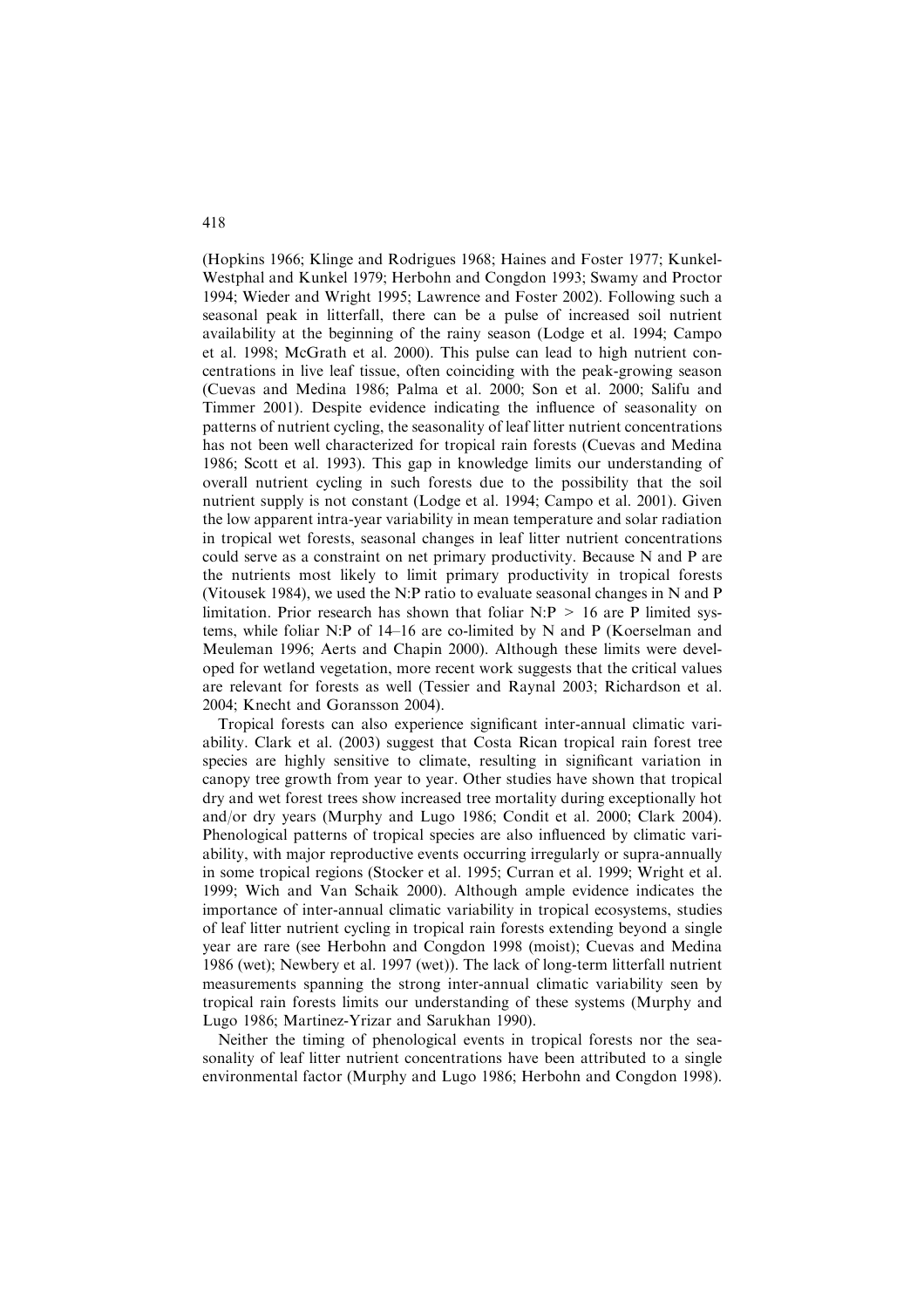(Hopkins 1966; Klinge and Rodrigues 1968; Haines and Foster 1977; Kunkel-Westphal and Kunkel 1979; Herbohn and Congdon 1993; Swamy and Proctor 1994; Wieder and Wright 1995; Lawrence and Foster 2002). Following such a seasonal peak in litterfall, there can be a pulse of increased soil nutrient availability at the beginning of the rainy season (Lodge et al. 1994; Campo et al. 1998; McGrath et al. 2000). This pulse can lead to high nutrient concentrations in live leaf tissue, often coinciding with the peak-growing season (Cuevas and Medina 1986; Palma et al. 2000; Son et al. 2000; Salifu and Timmer 2001). Despite evidence indicating the influence of seasonality on patterns of nutrient cycling, the seasonality of leaf litter nutrient concentrations has not been well characterized for tropical rain forests (Cuevas and Medina 1986; Scott et al. 1993). This gap in knowledge limits our understanding of overall nutrient cycling in such forests due to the possibility that the soil nutrient supply is not constant (Lodge et al. 1994; Campo et al. 2001). Given the low apparent intra-year variability in mean temperature and solar radiation in tropical wet forests, seasonal changes in leaf litter nutrient concentrations could serve as a constraint on net primary productivity. Because N and P are the nutrients most likely to limit primary productivity in tropical forests (Vitousek 1984), we used the N:P ratio to evaluate seasonal changes in N and P limitation. Prior research has shown that foliar N:P $> 16$ are P limited systems, while foliar N:P of 14–16 are co-limited by N and P (Koerselman and Meuleman 1996; Aerts and Chapin 2000). Although these limits were developed for wetland vegetation, more recent work suggests that the critical values are relevant for forests as well (Tessier and Raynal 2003; Richardson et al. 2004; Knecht and Goransson 2004).

Tropical forests can also experience significant inter-annual climatic variability. Clark et al. (2003) suggest that Costa Rican tropical rain forest tree species are highly sensitive to climate, resulting in significant variation in canopy tree growth from year to year. Other studies have shown that tropical dry and wet forest trees show increased tree mortality during exceptionally hot and/or dry years (Murphy and Lugo 1986; Condit et al. 2000; Clark 2004). Phenological patterns of tropical species are also influenced by climatic variability, with major reproductive events occurring irregularly or supra-annually in some tropical regions (Stocker et al. 1995; Curran et al. 1999; Wright et al. 1999; Wich and Van Schaik 2000). Although ample evidence indicates the importance of inter-annual climatic variability in tropical ecosystems, studies of leaf litter nutrient cycling in tropical rain forests extending beyond a single year are rare (see Herbohn and Congdon 1998 (moist); Cuevas and Medina 1986 (wet); Newbery et al. 1997 (wet)). The lack of long-term litterfall nutrient measurements spanning the strong inter-annual climatic variability seen by tropical rain forests limits our understanding of these systems (Murphy and Lugo 1986; Martinez-Yrizar and Sarukhan 1990).

Neither the timing of phenological events in tropical forests nor the seasonality of leaf litter nutrient concentrations have been attributed to a single environmental factor (Murphy and Lugo 1986; Herbohn and Congdon 1998).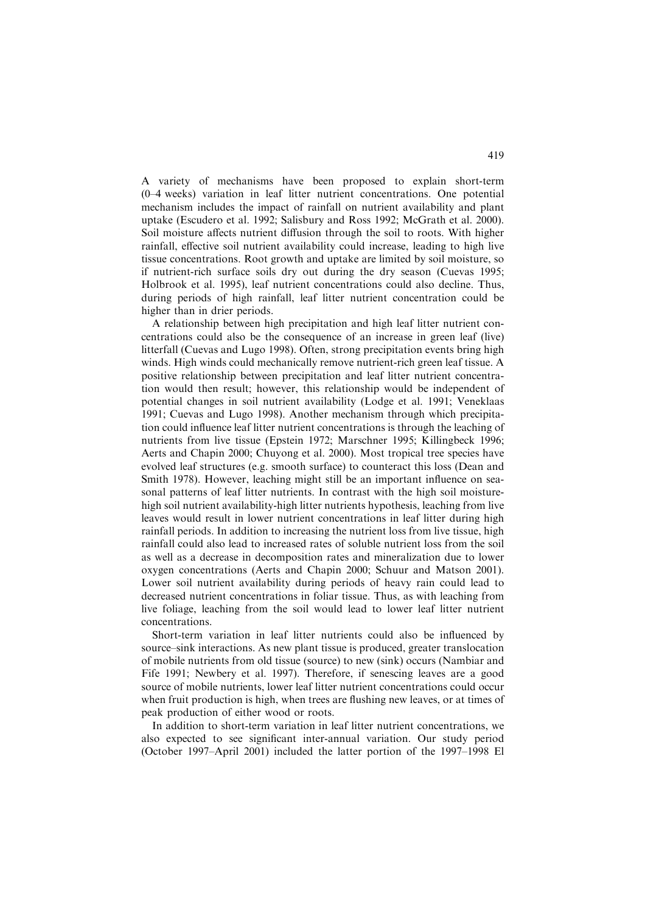A variety of mechanisms have been proposed to explain short-term (0–4 weeks) variation in leaf litter nutrient concentrations. One potential mechanism includes the impact of rainfall on nutrient availability and plant uptake (Escudero et al. 1992; Salisbury and Ross 1992; McGrath et al. 2000). Soil moisture affects nutrient diffusion through the soil to roots. With higher rainfall, effective soil nutrient availability could increase, leading to high live tissue concentrations. Root growth and uptake are limited by soil moisture, so if nutrient-rich surface soils dry out during the dry season (Cuevas 1995; Holbrook et al. 1995), leaf nutrient concentrations could also decline. Thus, during periods of high rainfall, leaf litter nutrient concentration could be higher than in drier periods.

A relationship between high precipitation and high leaf litter nutrient concentrations could also be the consequence of an increase in green leaf (live) litterfall (Cuevas and Lugo 1998). Often, strong precipitation events bring high winds. High winds could mechanically remove nutrient-rich green leaf tissue. A positive relationship between precipitation and leaf litter nutrient concentration would then result; however, this relationship would be independent of potential changes in soil nutrient availability (Lodge et al. 1991; Veneklaas 1991; Cuevas and Lugo 1998). Another mechanism through which precipitation could influence leaf litter nutrient concentrations is through the leaching of nutrients from live tissue (Epstein 1972; Marschner 1995; Killingbeck 1996; Aerts and Chapin 2000; Chuyong et al. 2000). Most tropical tree species have evolved leaf structures (e.g. smooth surface) to counteract this loss (Dean and Smith 1978). However, leaching might still be an important influence on seasonal patterns of leaf litter nutrients. In contrast with the high soil moisture-high soil nutrient availability-high litter nutrients hypothesis, leaching from live leaves would result in lower nutrient concentrations in leaf litter during high rainfall periods. In addition to increasing the nutrient loss from live tissue, high rainfall could also lead to increased rates of soluble nutrient loss from the soil as well as a decrease in decomposition rates and mineralization due to lower oxygen concentrations (Aerts and Chapin 2000; Schuur and Matson 2001). Lower soil nutrient availability during periods of heavy rain could lead to decreased nutrient concentrations in foliar tissue. Thus, as with leaching from live foliage, leaching from the soil would lead to lower leaf litter nutrient concentrations.

Short-term variation in leaf litter nutrients could also be influenced by source–sink interactions. As new plant tissue is produced, greater translocation of mobile nutrients from old tissue (source) to new (sink) occurs (Nambiar and Fife 1991; Newbery et al. 1997). Therefore, if senescing leaves are a good source of mobile nutrients, lower leaf litter nutrient concentrations could occur when fruit production is high, when trees are flushing new leaves, or at times of peak production of either wood or roots.

In addition to short-term variation in leaf litter nutrient concentrations, we also expected to see significant inter-annual variation. Our study period (October 1997–April 2001) included the latter portion of the 1997–1998 El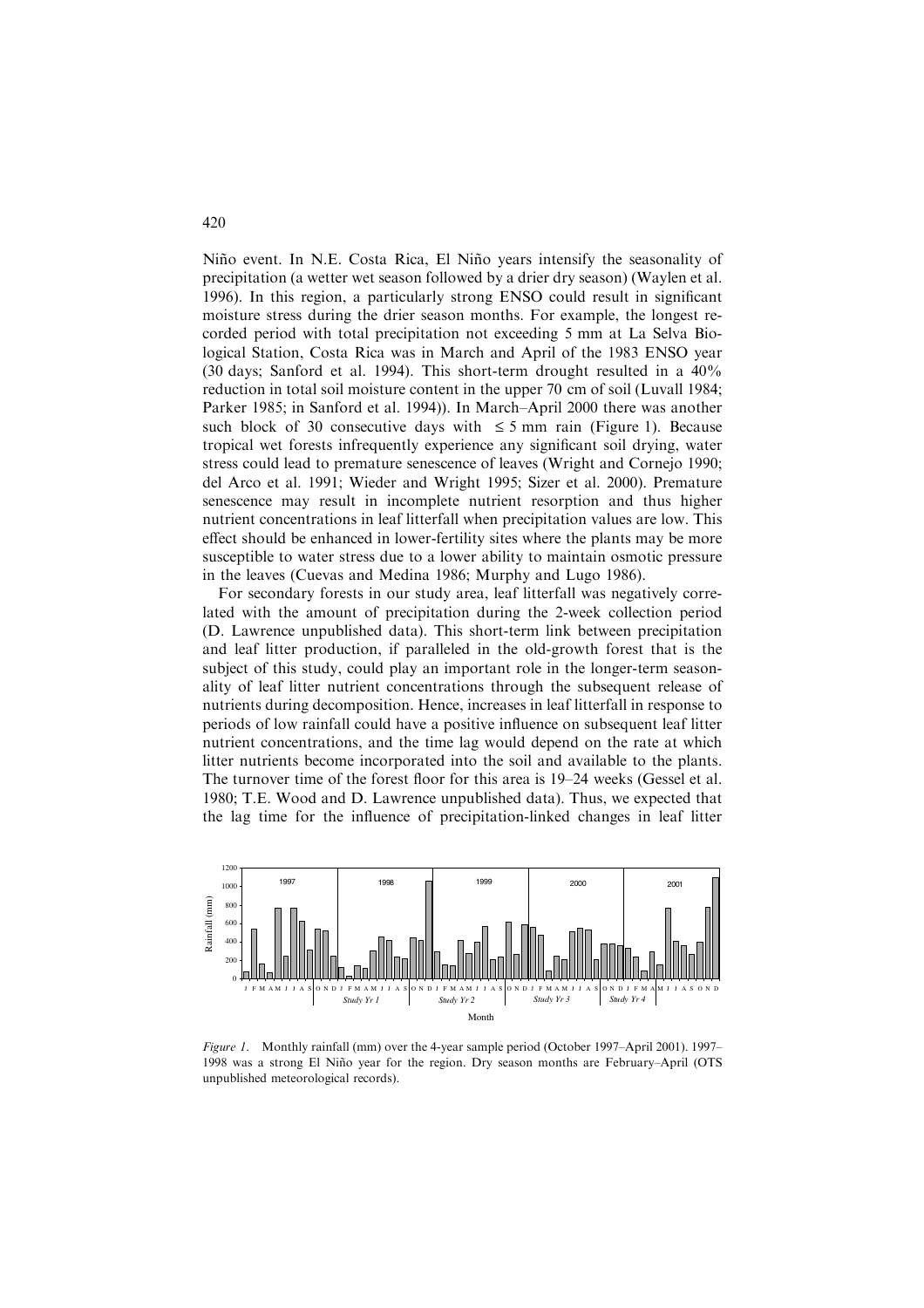Niño event. In N.E. Costa Rica, El Niño years intensify the seasonality of precipitation (a wetter wet season followed by a drier dry season) (Waylen et al. 1996). In this region, a particularly strong ENSO could result in significant moisture stress during the drier season months. For example, the longest recorded period with total precipitation not exceeding 5 mm at La Selva Biological Station, Costa Rica was in March and April of the 1983 ENSO year (30 days; Sanford et al. 1994). This short-term drought resulted in a 40% reduction in total soil moisture content in the upper 70 cm of soil (Luvall 1984; Parker 1985; in Sanford et al. 1994)). In March–April 2000 there was another such block of 30 consecutive days with $\leq 5$ mm rain (Figure 1). Because tropical wet forests infrequently experience any significant soil drying, water stress could lead to premature senescence of leaves (Wright and Cornejo 1990; del Arco et al. 1991; Wieder and Wright 1995; Sizer et al. 2000). Premature senescence may result in incomplete nutrient resorption and thus higher nutrient concentrations in leaf litterfall when precipitation values are low. This effect should be enhanced in lower-fertility sites where the plants may be more susceptible to water stress due to a lower ability to maintain osmotic pressure in the leaves (Cuevas and Medina 1986; Murphy and Lugo 1986).

For secondary forests in our study area, leaf litterfall was negatively correlated with the amount of precipitation during the 2-week collection period (D. Lawrence unpublished data). This short-term link between precipitation and leaf litter production, if paralleled in the old-growth forest that is the subject of this study, could play an important role in the longer-term seasonality of leaf litter nutrient concentrations through the subsequent release of nutrients during decomposition. Hence, increases in leaf litterfall in response to periods of low rainfall could have a positive influence on subsequent leaf litter nutrient concentrations, and the time lag would depend on the rate at which litter nutrients become incorporated into the soil and available to the plants. The turnover time of the forest floor for this area is 19–24 weeks (Gessel et al. 1980; T.E. Wood and D. Lawrence unpublished data). Thus, we expected that the lag time for the influence of precipitation-linked changes in leaf litter

Rainfall (mm)
1200
1000
800
600
400
200
0
1997
1998
1999
2000
2001
J F M A M J J A S O N D J F M A M J J A S O N D J F M A M J J A S O N D J F M A M J J A S O N D J F M A M J J A S O N D
Study Yr 1
Study Yr 2
Study Yr 3
Study Yr 4
Month

*Figure 1.* Monthly rainfall (mm) over the 4-year sample period (October 1997–April 2001). 1997–1998 was a strong El Niño year for the region. Dry season months are February–April (OTS unpublished meteorological records).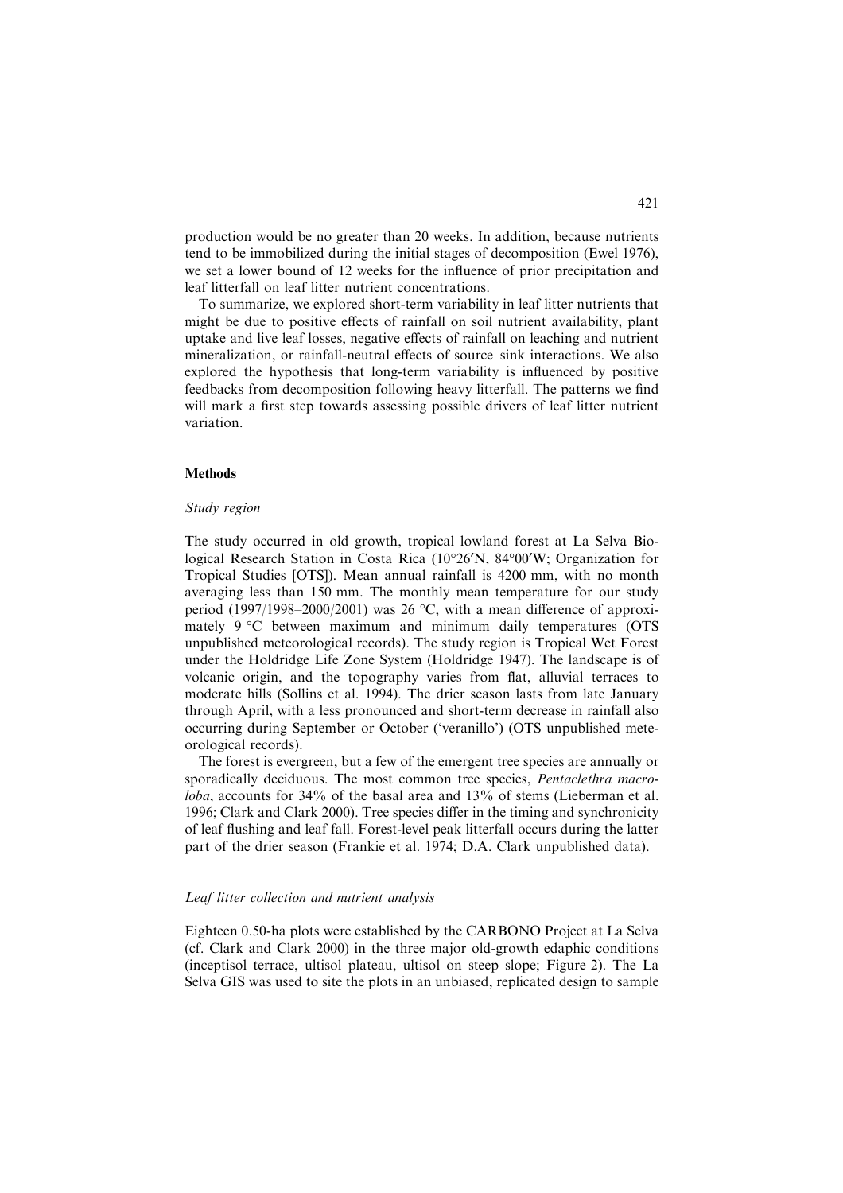production would be no greater than 20 weeks. In addition, because nutrients tend to be immobilized during the initial stages of decomposition (Ewel 1976), we set a lower bound of 12 weeks for the influence of prior precipitation and leaf litterfall on leaf litter nutrient concentrations.

To summarize, we explored short-term variability in leaf litter nutrients that might be due to positive effects of rainfall on soil nutrient availability, plant uptake and live leaf losses, negative effects of rainfall on leaching and nutrient mineralization, or rainfall-neutral effects of source–sink interactions. We also explored the hypothesis that long-term variability is influenced by positive feedbacks from decomposition following heavy litterfall. The patterns we find will mark a first step towards assessing possible drivers of leaf litter nutrient variation.

## Methods

### *Study region*

The study occurred in old growth, tropical lowland forest at La Selva Biological Research Station in Costa Rica (10°26′N, 84°00′W; Organization for Tropical Studies [OTS]). Mean annual rainfall is 4200 mm, with no month averaging less than 150 mm. The monthly mean temperature for our study period (1997/1998–2000/2001) was 26 °C, with a mean difference of approximately 9 °C between maximum and minimum daily temperatures (OTS unpublished meteorological records). The study region is Tropical Wet Forest under the Holdridge Life Zone System (Holdridge 1947). The landscape is of volcanic origin, and the topography varies from flat, alluvial terraces to moderate hills (Sollins et al. 1994). The drier season lasts from late January through April, with a less pronounced and short-term decrease in rainfall also occurring during September or October ('veranillo') (OTS unpublished meteorological records).

The forest is evergreen, but a few of the emergent tree species are annually or sporadically deciduous. The most common tree species, *Pentaclethra macroloba*, accounts for 34% of the basal area and 13% of stems (Lieberman et al. 1996; Clark and Clark 2000). Tree species differ in the timing and synchronicity of leaf flushing and leaf fall. Forest-level peak litterfall occurs during the latter part of the drier season (Frankie et al. 1974; D.A. Clark unpublished data).

### *Leaf litter collection and nutrient analysis*

Eighteen 0.50-ha plots were established by the CARBONO Project at La Selva (cf. Clark and Clark 2000) in the three major old-growth edaphic conditions (inceptisol terrace, ultisol plateau, ultisol on steep slope; Figure 2). The La Selva GIS was used to site the plots in an unbiased, replicated design to sample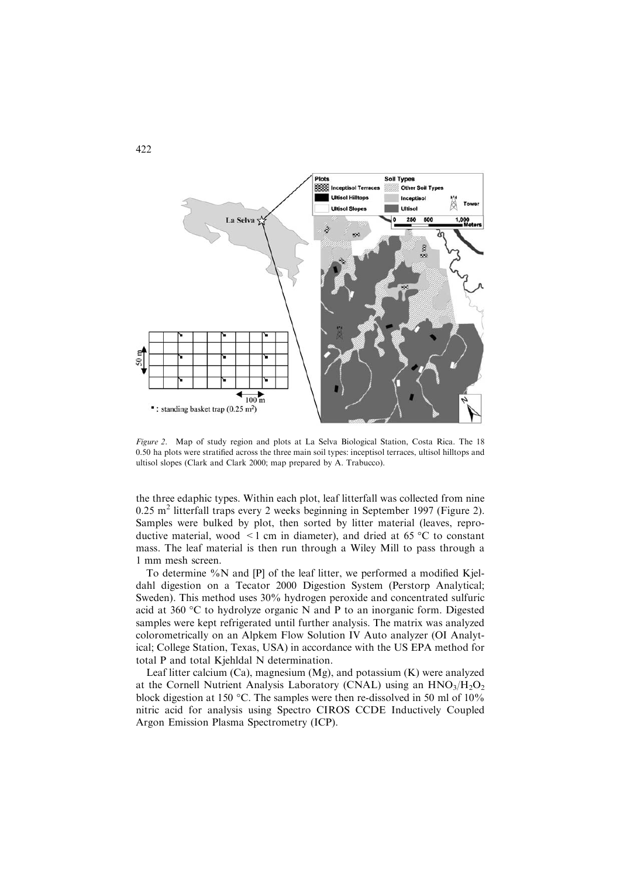Plots
Inceptisol Terraces
Ultisol Hilltops
Ultisol Slopes

Soil Types
Other Soil Types
Inceptisol
Ultisol

Tower

0 250 500 1,000 Meters

La Selva

50 m

100 m

▪ : standing basket trap (0.25 m²)

N

*Figure 2.* Map of study region and plots at La Selva Biological Station, Costa Rica. The 18 0.50 ha plots were stratified across the three main soil types: inceptisol terraces, ultisol hilltops and ultisol slopes (Clark and Clark 2000; map prepared by A. Trabucco).

the three edaphic types. Within each plot, leaf litterfall was collected from nine 0.25 $m^2$ litterfall traps every 2 weeks beginning in September 1997 (Figure 2). Samples were bulked by plot, then sorted by litter material (leaves, reproductive material, wood < 1 cm in diameter), and dried at 65 °C to constant mass. The leaf material is then run through a Wiley Mill to pass through a 1 mm mesh screen.

To determine %N and [P] of the leaf litter, we performed a modified Kjeldahl digestion on a Tecator 2000 Digestion System (Perstorp Analytical; Sweden). This method uses 30% hydrogen peroxide and concentrated sulfuric acid at 360 °C to hydrolyze organic N and P to an inorganic form. Digested samples were kept refrigerated until further analysis. The matrix was analyzed colorometrically on an Alpkem Flow Solution IV Auto analyzer (OI Analytical; College Station, Texas, USA) in accordance with the US EPA method for total P and total Kjehldal N determination.

Leaf litter calcium (Ca), magnesium (Mg), and potassium (K) were analyzed at the Cornell Nutrient Analysis Laboratory (CNAL) using an $HNO_3/H_2O_2$ block digestion at 150 °C. The samples were then re-dissolved in 50 ml of 10% nitric acid for analysis using Spectro CIROS CCDE Inductively Coupled Argon Emission Plasma Spectrometry (ICP).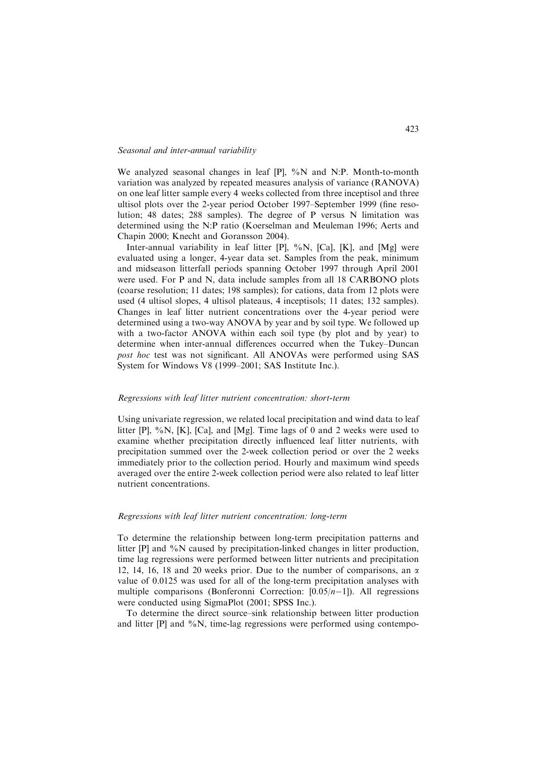### *Seasonal and inter-annual variability*

We analyzed seasonal changes in leaf [P], %N and N:P. Month-to-month variation was analyzed by repeated measures analysis of variance (RANOVA) on one leaf litter sample every 4 weeks collected from three inceptisol and three ultisol plots over the 2-year period October 1997–September 1999 (fine resolution; 48 dates; 288 samples). The degree of P versus N limitation was determined using the N:P ratio (Koerselman and Meuleman 1996; Aerts and Chapin 2000; Knecht and Goransson 2004).

Inter-annual variability in leaf litter [P], %N, [Ca], [K], and [Mg] were evaluated using a longer, 4-year data set. Samples from the peak, minimum and midseason litterfall periods spanning October 1997 through April 2001 were used. For P and N, data include samples from all 18 CARBONO plots (coarse resolution; 11 dates; 198 samples); for cations, data from 12 plots were used (4 ultisol slopes, 4 ultisol plateaus, 4 inceptisols; 11 dates; 132 samples). Changes in leaf litter nutrient concentrations over the 4-year period were determined using a two-way ANOVA by year and by soil type. We followed up with a two-factor ANOVA within each soil type (by plot and by year) to determine when inter-annual differences occurred when the Tukey–Duncan *post hoc* test was not significant. All ANOVAs were performed using SAS System for Windows V8 (1999–2001; SAS Institute Inc.).

### *Regressions with leaf litter nutrient concentration: short-term*

Using univariate regression, we related local precipitation and wind data to leaf litter [P], %N, [K], [Ca], and [Mg]. Time lags of 0 and 2 weeks were used to examine whether precipitation directly influenced leaf litter nutrients, with precipitation summed over the 2-week collection period or over the 2 weeks immediately prior to the collection period. Hourly and maximum wind speeds averaged over the entire 2-week collection period were also related to leaf litter nutrient concentrations.

### *Regressions with leaf litter nutrient concentration: long-term*

To determine the relationship between long-term precipitation patterns and litter [P] and %N caused by precipitation-linked changes in litter production, time lag regressions were performed between litter nutrients and precipitation 12, 14, 16, 18 and 20 weeks prior. Due to the number of comparisons, an $\alpha$ value of 0.0125 was used for all of the long-term precipitation analyses with multiple comparisons (Bonferonni Correction: $[0.05/n-1]$). All regressions were conducted using SigmaPlot (2001; SPSS Inc.).

To determine the direct source–sink relationship between litter production and litter [P] and %N, time-lag regressions were performed using contempo-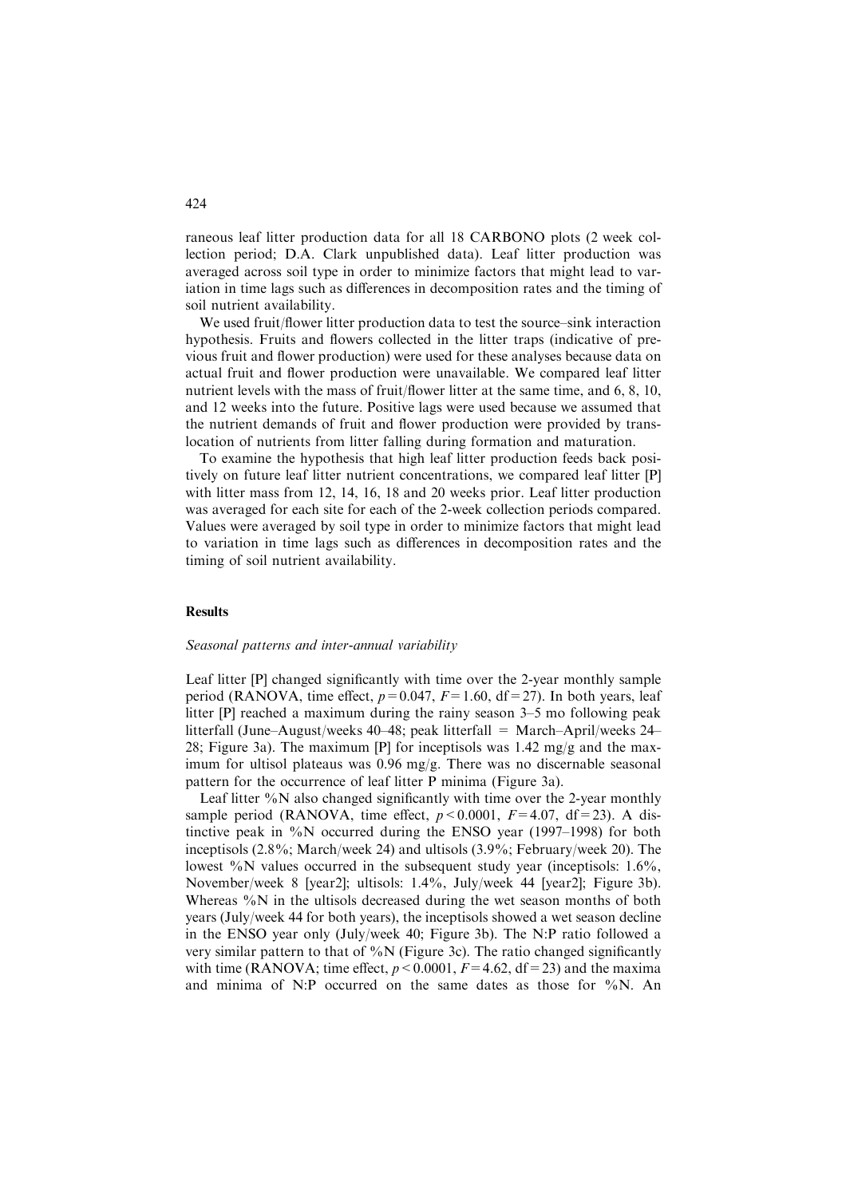raneous leaf litter production data for all 18 CARBONO plots (2 week collection period; D.A. Clark unpublished data). Leaf litter production was averaged across soil type in order to minimize factors that might lead to variation in time lags such as differences in decomposition rates and the timing of soil nutrient availability.

We used fruit/flower litter production data to test the source–sink interaction hypothesis. Fruits and flowers collected in the litter traps (indicative of previous fruit and flower production) were used for these analyses because data on actual fruit and flower production were unavailable. We compared leaf litter nutrient levels with the mass of fruit/flower litter at the same time, and 6, 8, 10, and 12 weeks into the future. Positive lags were used because we assumed that the nutrient demands of fruit and flower production were provided by translocation of nutrients from litter falling during formation and maturation.

To examine the hypothesis that high leaf litter production feeds back positively on future leaf litter nutrient concentrations, we compared leaf litter [P] with litter mass from 12, 14, 16, 18 and 20 weeks prior. Leaf litter production was averaged for each site for each of the 2-week collection periods compared. Values were averaged by soil type in order to minimize factors that might lead to variation in time lags such as differences in decomposition rates and the timing of soil nutrient availability.

## Results

### *Seasonal patterns and inter-annual variability*

Leaf litter [P] changed significantly with time over the 2-year monthly sample period (RANOVA, time effect, $p = 0.047$, $F = 1.60$, $df = 27$). In both years, leaf litter [P] reached a maximum during the rainy season 3–5 mo following peak litterfall (June–August/weeks 40–48; peak litterfall = March–April/weeks 24–28; Figure 3a). The maximum [P] for inceptisols was 1.42 mg/g and the maximum for ultisol plateaus was 0.96 mg/g. There was no discernable seasonal pattern for the occurrence of leaf litter P minima (Figure 3a).

Leaf litter %N also changed significantly with time over the 2-year monthly sample period (RANOVA, time effect, $p < 0.0001$, $F = 4.07$, $df = 23$). A distinctive peak in %N occurred during the ENSO year (1997–1998) for both inceptisols (2.8%; March/week 24) and ultisols (3.9%; February/week 20). The lowest %N values occurred in the subsequent study year (inceptisols: 1.6%, November/week 8 [year2]; ultisols: 1.4%, July/week 44 [year2]; Figure 3b). Whereas %N in the ultisols decreased during the wet season months of both years (July/week 44 for both years), the inceptisols showed a wet season decline in the ENSO year only (July/week 40; Figure 3b). The N:P ratio followed a very similar pattern to that of %N (Figure 3c). The ratio changed significantly with time (RANOVA; time effect, $p < 0.0001$, $F = 4.62$, $df = 23$) and the maxima and minima of N:P occurred on the same dates as those for %N. An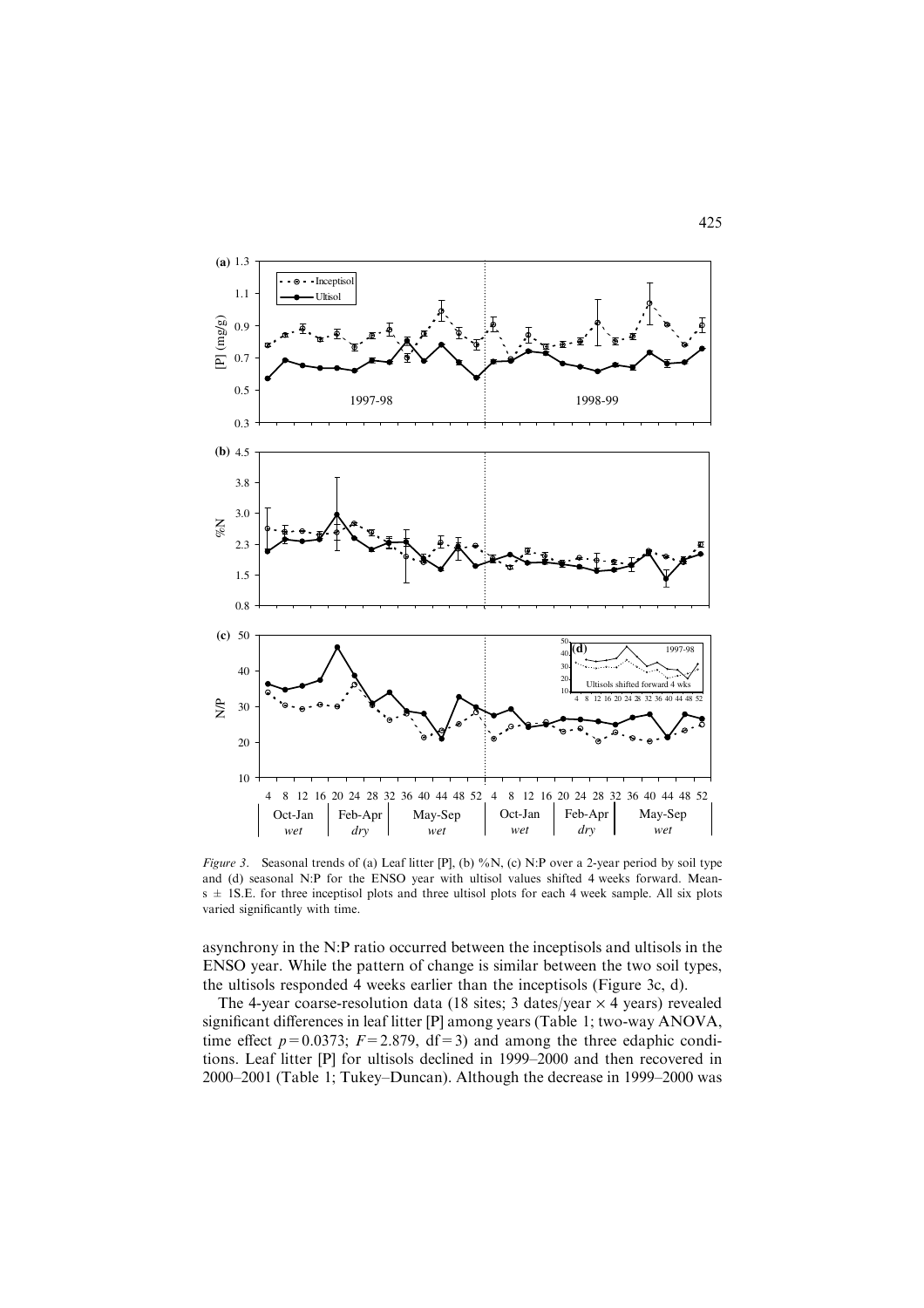(a) 1.3

Inceptisol

Ultisol

[P] (mg/g)

1.1

0.9

0.7

0.5

0.3

1997-98

1998-99

(b) 4.5

3.8

3.0

%N

2.3

1.5

0.8

(c) 50

40

N/P

30

20

10

(d)

1997-98

Ultisols shifted forward 4 wks

4 8 12 16 20 24 28 32 36 40 44 48 52

4 8 12 16 20 24 28 32 36 40 44 48 52 4 8 12 16 20 24 28 32 36 40 44 48 52

Oct-Jan *wet* | Feb-Apr *dry* | May-Sep *wet* | Oct-Jan *wet* | Feb-Apr *dry* | May-Sep *wet*

*Figure 3.* Seasonal trends of (a) Leaf litter [P], (b) %N, (c) N:P over a 2-year period by soil type and (d) seasonal N:P for the ENSO year with ultisol values shifted 4 weeks forward. Means $\pm$ 1S.E. for three inceptisol plots and three ultisol plots for each 4 week sample. All six plots varied significantly with time.

asynchrony in the N:P ratio occurred between the inceptisols and ultisols in the ENSO year. While the pattern of change is similar between the two soil types, the ultisols responded 4 weeks earlier than the inceptisols (Figure 3c, d).

The 4-year coarse-resolution data (18 sites; 3 dates/year $\times$ 4 years) revealed significant differences in leaf litter [P] among years (Table 1; two-way ANOVA, time effect $p = 0.0373$; $F = 2.879$, df $= 3$) and among the three edaphic conditions. Leaf litter [P] for ultisols declined in 1999–2000 and then recovered in 2000–2001 (Table 1; Tukey–Duncan). Although the decrease in 1999–2000 was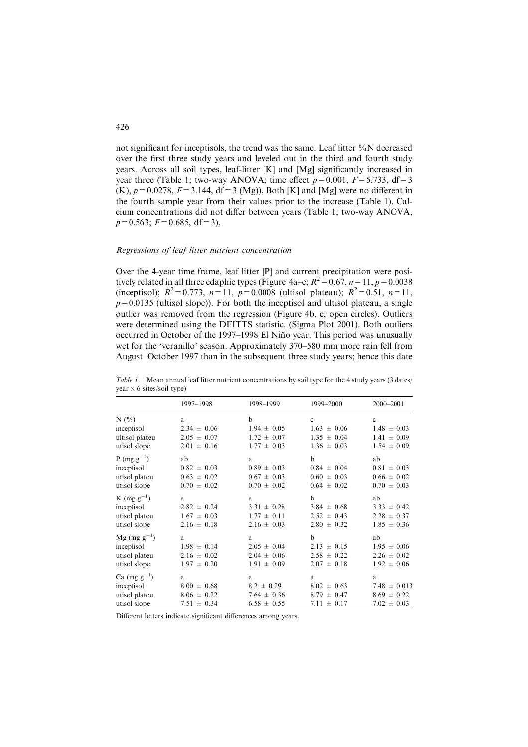not significant for inceptisols, the trend was the same. Leaf litter %N decreased over the first three study years and leveled out in the third and fourth study years. Across all soil types, leaf-litter [K] and [Mg] significantly increased in year three (Table 1; two-way ANOVA; time effect $p = 0.001$, $F = 5.733$, $df = 3$ (K), $p = 0.0278$, $F = 3.144$, $df = 3$ (Mg)). Both [K] and [Mg] were no different in the fourth sample year from their values prior to the increase (Table 1). Calcium concentrations did not differ between years (Table 1; two-way ANOVA, $p = 0.563$; $F = 0.685$, $df = 3$).

### *Regressions of leaf litter nutrient concentration*

Over the 4-year time frame, leaf litter [P] and current precipitation were positively related in all three edaphic types (Figure 4a–c; $R^2 = 0.67$, $n = 11$, $p = 0.0038$ (inceptisol); $R^2 = 0.773$, $n = 11$, $p = 0.0008$ (ultisol plateau); $R^2 = 0.51$, $n = 11$, $p = 0.0135$ (ultisol slope)). For both the inceptisol and ultisol plateau, a single outlier was removed from the regression (Figure 4b, c; open circles). Outliers were determined using the DFITTS statistic. (Sigma Plot 2001). Both outliers occurred in October of the 1997–1998 El Niño year. This period was unusually wet for the 'veranillo' season. Approximately 370–580 mm more rain fell from August–October 1997 than in the subsequent three study years; hence this date

*Table 1.* Mean annual leaf litter nutrient concentrations by soil type for the 4 study years (3 dates/year × 6 sites/soil type)

| | 1997–1998 | 1998–1999 | 1999–2000 | 2000–2001 |
|---|---|---|---|---|
| N (%) | a | b | c | c |
| inceptisol | 2.34 ± 0.06 | 1.94 ± 0.05 | 1.63 ± 0.06 | 1.48 ± 0.03 |
| ultisol plateu | 2.05 ± 0.07 | 1.72 ± 0.07 | 1.35 ± 0.04 | 1.41 ± 0.09 |
| utisol slope | 2.01 ± 0.16 | 1.77 ± 0.03 | 1.36 ± 0.03 | 1.54 ± 0.09 |
| P (mg $g^{-1}$) | ab | a | b | ab |
| inceptisol | 0.82 ± 0.03 | 0.89 ± 0.03 | 0.84 ± 0.04 | 0.81 ± 0.03 |
| utisol plateu | 0.63 ± 0.02 | 0.67 ± 0.03 | 0.60 ± 0.03 | 0.66 ± 0.02 |
| utisol slope | 0.70 ± 0.02 | 0.70 ± 0.02 | 0.64 ± 0.02 | 0.70 ± 0.03 |
| K (mg $g^{-1}$) | a | a | b | ab |
| inceptisol | 2.82 ± 0.24 | 3.31 ± 0.28 | 3.84 ± 0.68 | 3.33 ± 0.42 |
| utisol plateu | 1.67 ± 0.03 | 1.77 ± 0.11 | 2.52 ± 0.43 | 2.28 ± 0.37 |
| utisol slope | 2.16 ± 0.18 | 2.16 ± 0.03 | 2.80 ± 0.32 | 1.85 ± 0.36 |
| Mg (mg $g^{-1}$) | a | a | b | ab |
| inceptisol | 1.98 ± 0.14 | 2.05 ± 0.04 | 2.13 ± 0.15 | 1.95 ± 0.06 |
| utisol plateu | 2.16 ± 0.02 | 2.04 ± 0.06 | 2.58 ± 0.22 | 2.26 ± 0.02 |
| utisol slope | 1.97 ± 0.20 | 1.91 ± 0.09 | 2.07 ± 0.18 | 1.92 ± 0.06 |
| Ca (mg $g^{-1}$) | a | a | a | a |
| inceptisol | 8.00 ± 0.68 | 8.2 ± 0.29 | 8.02 ± 0.63 | 7.48 ± 0.013 |
| utisol plateu | 8.06 ± 0.22 | 7.64 ± 0.36 | 8.79 ± 0.47 | 8.69 ± 0.22 |
| utisol slope | 7.51 ± 0.34 | 6.58 ± 0.55 | 7.11 ± 0.17 | 7.02 ± 0.03 |

Different letters indicate significant differences among years.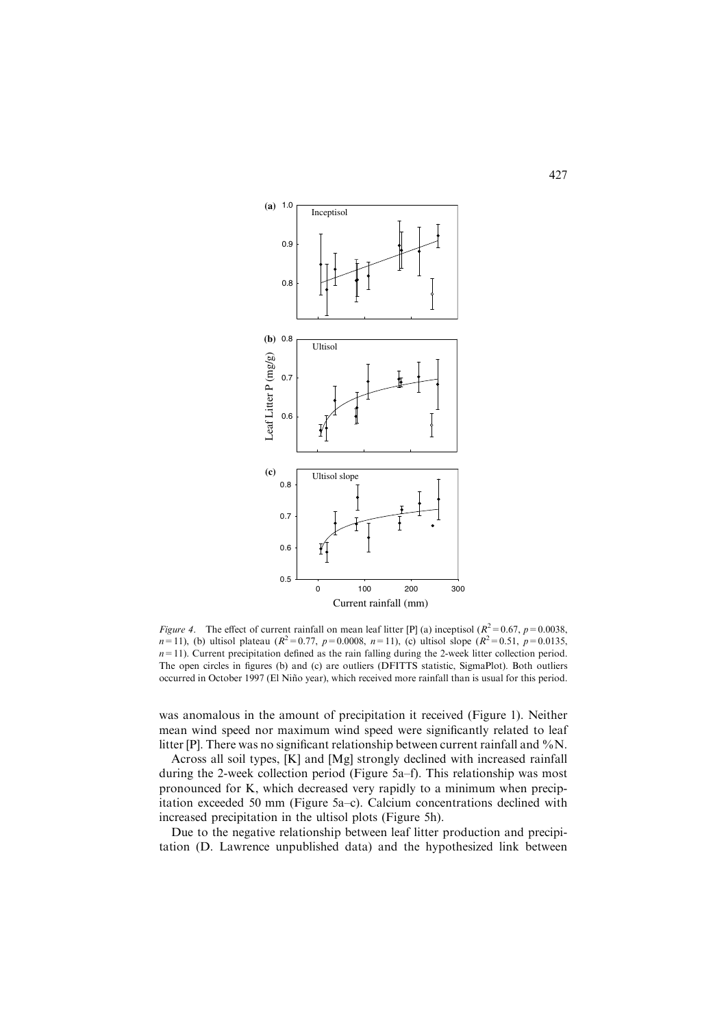(a) 1.0
Inceptisol
0.9
0.8

(b) 0.8
Ultisol
Leaf Litter P (mg/g)
0.7
0.6

(c)
Ultisol slope
0.8
0.7
0.6
0.5
0
100
200
300
Current rainfall (mm)

*Figure 4.* The effect of current rainfall on mean leaf litter [P] (a) inceptisol ($R^2 = 0.67$, $p = 0.0038$, $n = 11$), (b) ultisol plateau ($R^2 = 0.77$, $p = 0.0008$, $n = 11$), (c) ultisol slope ($R^2 = 0.51$, $p = 0.0135$, $n = 11$). Current precipitation defined as the rain falling during the 2-week litter collection period. The open circles in figures (b) and (c) are outliers (DFITTS statistic, SigmaPlot). Both outliers occurred in October 1997 (El Niño year), which received more rainfall than is usual for this period.

was anomalous in the amount of precipitation it received (Figure 1). Neither mean wind speed nor maximum wind speed were significantly related to leaf litter [P]. There was no significant relationship between current rainfall and %N.

Across all soil types, [K] and [Mg] strongly declined with increased rainfall during the 2-week collection period (Figure 5a–f). This relationship was most pronounced for K, which decreased very rapidly to a minimum when precipitation exceeded 50 mm (Figure 5a–c). Calcium concentrations declined with increased precipitation in the ultisol plots (Figure 5h).

Due to the negative relationship between leaf litter production and precipitation (D. Lawrence unpublished data) and the hypothesized link between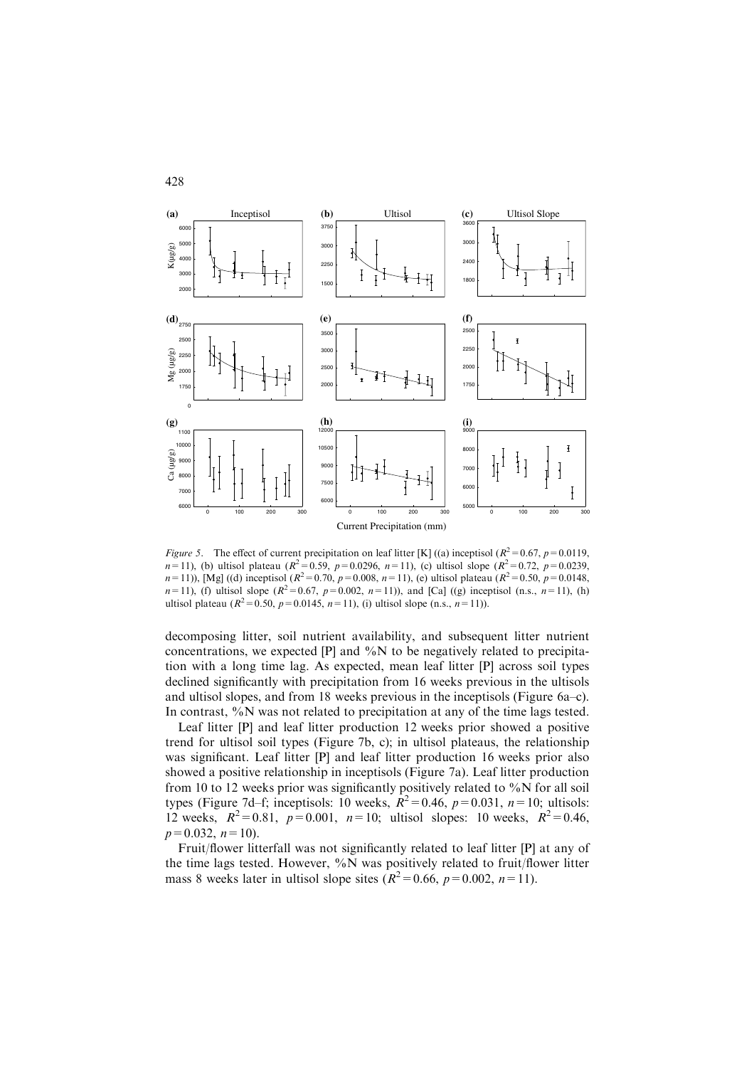(a) Inceptisol

(b) Ultisol

(c) Ultisol Slope

K(µg/g)

6000
5000
4000
3000
2000

3750
3000
2250
1500

3600
3000
2400
1800

(d) (e) (f)

Mg (µg/g)

2750
2500
2250
2000
1750
0

3500
3000
2500
2000

2500
2250
2000
1750

(g) (h) (i)

Ca (µg/g)

1100
10000
9000
8000
7000
6000

12000
10500
9000
7500
6000

9000
8000
7000
6000
5000

0 100 200 300

Current Precipitation (mm)

*Figure 5.* The effect of current precipitation on leaf litter [K] ((a) inceptisol ($R^2 = 0.67$, $p = 0.0119$, $n = 11$), (b) ultisol plateau ($R^2 = 0.59$, $p = 0.0296$, $n = 11$), (c) ultisol slope ($R^2 = 0.72$, $p = 0.0239$, $n = 11$)), [Mg] ((d) inceptisol ($R^2 = 0.70$, $p = 0.008$, $n = 11$), (e) ultisol plateau ($R^2 = 0.50$, $p = 0.0148$, $n = 11$), (f) ultisol slope ($R^2 = 0.67$, $p = 0.002$, $n = 11$)), and [Ca] ((g) inceptisol (n.s., $n = 11$), (h) ultisol plateau ($R^2 = 0.50$, $p = 0.0145$, $n = 11$), (i) ultisol slope (n.s., $n = 11$)).

decomposing litter, soil nutrient availability, and subsequent litter nutrient concentrations, we expected [P] and %N to be negatively related to precipitation with a long time lag. As expected, mean leaf litter [P] across soil types declined significantly with precipitation from 16 weeks previous in the ultisols and ultisol slopes, and from 18 weeks previous in the inceptisols (Figure 6a–c). In contrast, %N was not related to precipitation at any of the time lags tested.

Leaf litter [P] and leaf litter production 12 weeks prior showed a positive trend for ultisol soil types (Figure 7b, c); in ultisol plateaus, the relationship was significant. Leaf litter [P] and leaf litter production 16 weeks prior also showed a positive relationship in inceptisols (Figure 7a). Leaf litter production from 10 to 12 weeks prior was significantly positively related to %N for all soil types (Figure 7d–f; inceptisols: 10 weeks, $R^2 = 0.46$, $p = 0.031$, $n = 10$; ultisols: 12 weeks, $R^2 = 0.81$, $p = 0.001$, $n = 10$; ultisol slopes: 10 weeks, $R^2 = 0.46$, $p = 0.032$, $n = 10$).

Fruit/flower litterfall was not significantly related to leaf litter [P] at any of the time lags tested. However, %N was positively related to fruit/flower litter mass 8 weeks later in ultisol slope sites ($R^2 = 0.66$, $p = 0.002$, $n = 11$).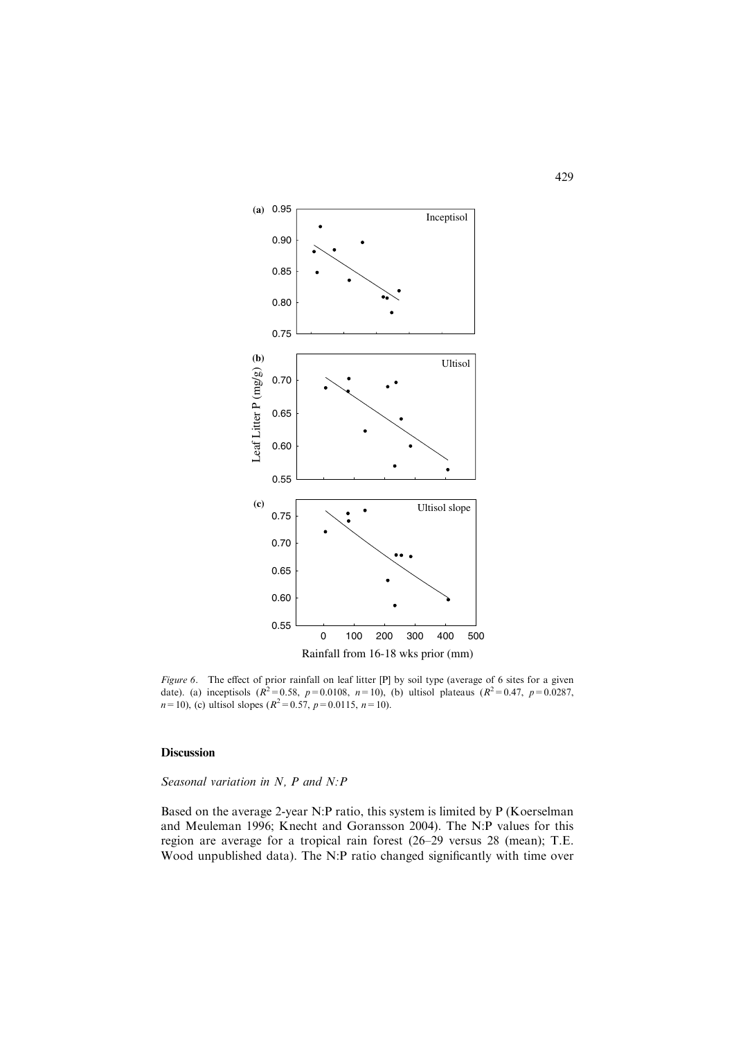(a)

0.95
0.90
0.85
0.80
0.75

Inceptisol

(b)

Leaf Litter P (mg/g)

0.70
0.65
0.60
0.55

Ultisol

(c)

0.75
0.70
0.65
0.60
0.55

Ultisol slope

0 100 200 300 400 500

Rainfall from 16-18 wks prior (mm)

*Figure 6*. The effect of prior rainfall on leaf litter [P] by soil type (average of 6 sites for a given date). (a) inceptisols ($R^2 = 0.58$, $p = 0.0108$, $n = 10$), (b) ultisol plateaus ($R^2 = 0.47$, $p = 0.0287$, $n = 10$), (c) ultisol slopes ($R^2 = 0.57$, $p = 0.0115$, $n = 10$).

## Discussion

### *Seasonal variation in N, P and N:P*

Based on the average 2-year N:P ratio, this system is limited by P (Koerselman and Meuleman 1996; Knecht and Goransson 2004). The N:P values for this region are average for a tropical rain forest (26–29 versus 28 (mean); T.E. Wood unpublished data). The N:P ratio changed significantly with time over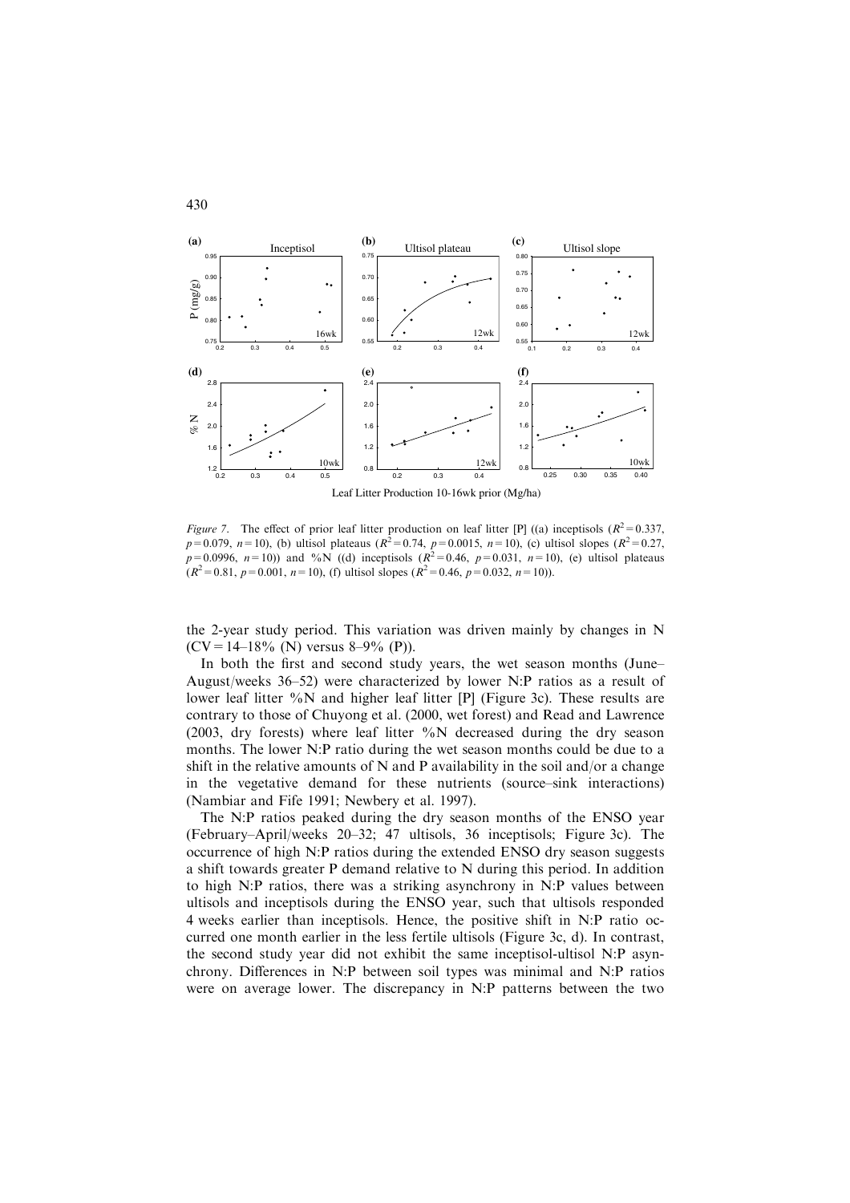(a) Inceptisol
P (mg/g)
0.95
0.90
0.85
0.80
0.75
0.2 0.3 0.4 0.5
16wk

(b) Ultisol plateau
0.75
0.70
0.65
0.60
0.55
0.2 0.3 0.4
12wk

(c) Ultisol slope
0.80
0.75
0.70
0.65
0.60
0.55
0.1 0.2 0.3 0.4
12wk

(d)
% N
2.8
2.4
2.0
1.6
1.2
0.2 0.3 0.4 0.5
10wk

(e)
2.4
2.0
1.6
1.2
0.8
0.2 0.3 0.4
12wk

(f)
2.4
2.0
1.6
1.2
0.8
0.25 0.30 0.35 0.40
10wk

Leaf Litter Production 10-16wk prior (Mg/ha)

*Figure 7.* The effect of prior leaf litter production on leaf litter [P] ((a) inceptisols ($R^2 = 0.337$, $p = 0.079$, $n = 10$), (b) ultisol plateaus ($R^2 = 0.74$, $p = 0.0015$, $n = 10$), (c) ultisol slopes ($R^2 = 0.27$, $p = 0.0996$, $n = 10$)) and %N ((d) inceptisols ($R^2 = 0.46$, $p = 0.031$, $n = 10$), (e) ultisol plateaus ($R^2 = 0.81$, $p = 0.001$, $n = 10$), (f) ultisol slopes ($R^2 = 0.46$, $p = 0.032$, $n = 10$)).

the 2-year study period. This variation was driven mainly by changes in N (CV = 14–18% (N) versus 8–9% (P)).

In both the first and second study years, the wet season months (June–August/weeks 36–52) were characterized by lower N:P ratios as a result of lower leaf litter %N and higher leaf litter [P] (Figure 3c). These results are contrary to those of Chuyong et al. (2000, wet forest) and Read and Lawrence (2003, dry forests) where leaf litter %N decreased during the dry season months. The lower N:P ratio during the wet season months could be due to a shift in the relative amounts of N and P availability in the soil and/or a change in the vegetative demand for these nutrients (source–sink interactions) (Nambiar and Fife 1991; Newbery et al. 1997).

The N:P ratios peaked during the dry season months of the ENSO year (February–April/weeks 20–32; 47 ultisols, 36 inceptisols; Figure 3c). The occurrence of high N:P ratios during the extended ENSO dry season suggests a shift towards greater P demand relative to N during this period. In addition to high N:P ratios, there was a striking asynchrony in N:P values between ultisols and inceptisols during the ENSO year, such that ultisols responded 4 weeks earlier than inceptisols. Hence, the positive shift in N:P ratio occurred one month earlier in the less fertile ultisols (Figure 3c, d). In contrast, the second study year did not exhibit the same inceptisol-ultisol N:P asynchrony. Differences in N:P between soil types was minimal and N:P ratios were on average lower. The discrepancy in N:P patterns between the two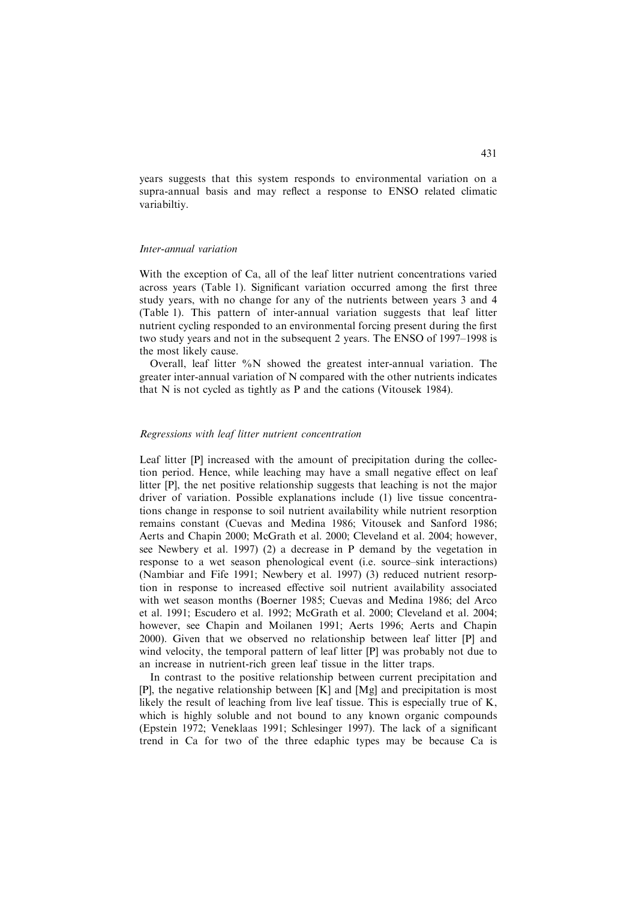years suggests that this system responds to environmental variation on a supra-annual basis and may reflect a response to ENSO related climatic variabiltiy.

### *Inter-annual variation*

With the exception of Ca, all of the leaf litter nutrient concentrations varied across years (Table 1). Significant variation occurred among the first three study years, with no change for any of the nutrients between years 3 and 4 (Table 1). This pattern of inter-annual variation suggests that leaf litter nutrient cycling responded to an environmental forcing present during the first two study years and not in the subsequent 2 years. The ENSO of 1997–1998 is the most likely cause.

Overall, leaf litter %N showed the greatest inter-annual variation. The greater inter-annual variation of N compared with the other nutrients indicates that N is not cycled as tightly as P and the cations (Vitousek 1984).

### *Regressions with leaf litter nutrient concentration*

Leaf litter [P] increased with the amount of precipitation during the collection period. Hence, while leaching may have a small negative effect on leaf litter [P], the net positive relationship suggests that leaching is not the major driver of variation. Possible explanations include (1) live tissue concentrations change in response to soil nutrient availability while nutrient resorption remains constant (Cuevas and Medina 1986; Vitousek and Sanford 1986; Aerts and Chapin 2000; McGrath et al. 2000; Cleveland et al. 2004; however, see Newbery et al. 1997) (2) a decrease in P demand by the vegetation in response to a wet season phenological event (i.e. source–sink interactions) (Nambiar and Fife 1991; Newbery et al. 1997) (3) reduced nutrient resorption in response to increased effective soil nutrient availability associated with wet season months (Boerner 1985; Cuevas and Medina 1986; del Arco et al. 1991; Escudero et al. 1992; McGrath et al. 2000; Cleveland et al. 2004; however, see Chapin and Moilanen 1991; Aerts 1996; Aerts and Chapin 2000). Given that we observed no relationship between leaf litter [P] and wind velocity, the temporal pattern of leaf litter [P] was probably not due to an increase in nutrient-rich green leaf tissue in the litter traps.

In contrast to the positive relationship between current precipitation and [P], the negative relationship between [K] and [Mg] and precipitation is most likely the result of leaching from live leaf tissue. This is especially true of K, which is highly soluble and not bound to any known organic compounds (Epstein 1972; Veneklaas 1991; Schlesinger 1997). The lack of a significant trend in Ca for two of the three edaphic types may be because Ca is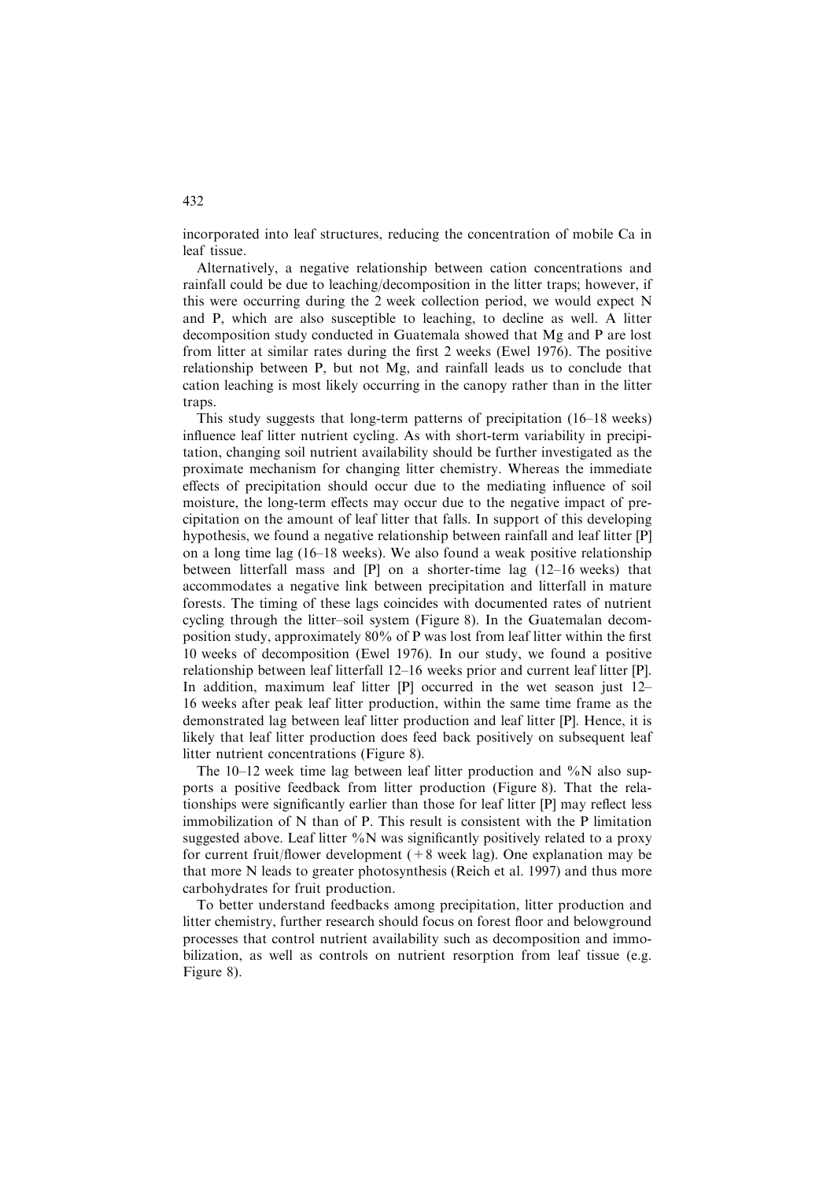incorporated into leaf structures, reducing the concentration of mobile Ca in leaf tissue.

Alternatively, a negative relationship between cation concentrations and rainfall could be due to leaching/decomposition in the litter traps; however, if this were occurring during the 2 week collection period, we would expect N and P, which are also susceptible to leaching, to decline as well. A litter decomposition study conducted in Guatemala showed that Mg and P are lost from litter at similar rates during the first 2 weeks (Ewel 1976). The positive relationship between P, but not Mg, and rainfall leads us to conclude that cation leaching is most likely occurring in the canopy rather than in the litter traps.

This study suggests that long-term patterns of precipitation (16–18 weeks) influence leaf litter nutrient cycling. As with short-term variability in precipitation, changing soil nutrient availability should be further investigated as the proximate mechanism for changing litter chemistry. Whereas the immediate effects of precipitation should occur due to the mediating influence of soil moisture, the long-term effects may occur due to the negative impact of precipitation on the amount of leaf litter that falls. In support of this developing hypothesis, we found a negative relationship between rainfall and leaf litter [P] on a long time lag (16–18 weeks). We also found a weak positive relationship between litterfall mass and [P] on a shorter-time lag (12–16 weeks) that accommodates a negative link between precipitation and litterfall in mature forests. The timing of these lags coincides with documented rates of nutrient cycling through the litter–soil system (Figure 8). In the Guatemalan decomposition study, approximately 80% of P was lost from leaf litter within the first 10 weeks of decomposition (Ewel 1976). In our study, we found a positive relationship between leaf litterfall 12–16 weeks prior and current leaf litter [P]. In addition, maximum leaf litter [P] occurred in the wet season just 12–16 weeks after peak leaf litter production, within the same time frame as the demonstrated lag between leaf litter production and leaf litter [P]. Hence, it is likely that leaf litter production does feed back positively on subsequent leaf litter nutrient concentrations (Figure 8).

The 10–12 week time lag between leaf litter production and %N also supports a positive feedback from litter production (Figure 8). That the relationships were significantly earlier than those for leaf litter [P] may reflect less immobilization of N than of P. This result is consistent with the P limitation suggested above. Leaf litter %N was significantly positively related to a proxy for current fruit/flower development (+8 week lag). One explanation may be that more N leads to greater photosynthesis (Reich et al. 1997) and thus more carbohydrates for fruit production.

To better understand feedbacks among precipitation, litter production and litter chemistry, further research should focus on forest floor and belowground processes that control nutrient availability such as decomposition and immobilization, as well as controls on nutrient resorption from leaf tissue (e.g. Figure 8).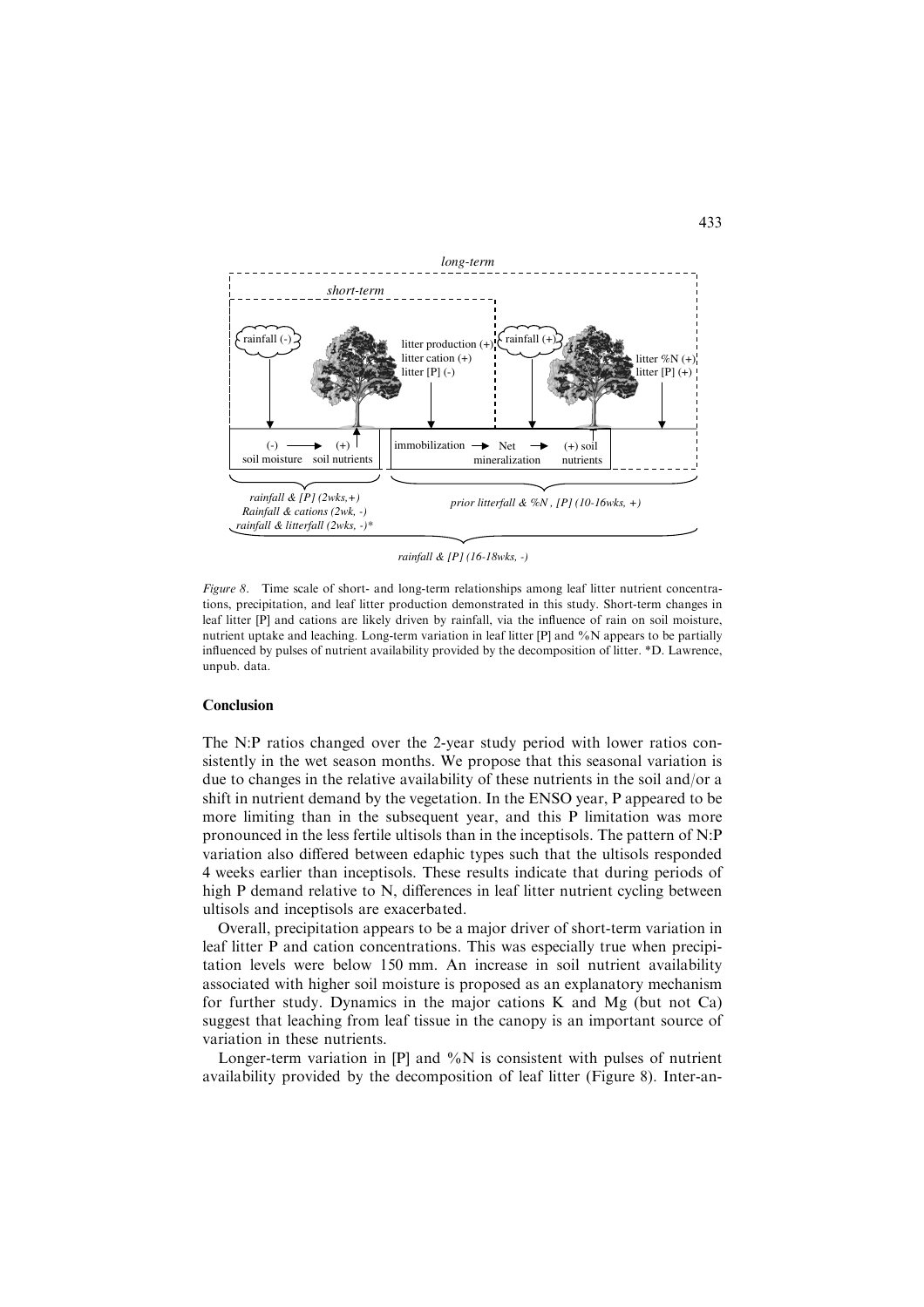long-term

short-term

rainfall (-)

litter production (+)
litter cation (+)
litter [P] (-)

rainfall (+)

litter %N (+)
litter [P] (+)

(-) soil moisture → (+) soil nutrients

immobilization → Net mineralization → (+) soil nutrients

rainfall & [P] (2wks,+)
Rainfall & cations (2wk, -)
rainfall & litterfall (2wks, -)*

prior litterfall & %N , [P] (10-16wks, +)

rainfall & [P] (16-18wks, -)

*Figure 8*. Time scale of short- and long-term relationships among leaf litter nutrient concentrations, precipitation, and leaf litter production demonstrated in this study. Short-term changes in leaf litter [P] and cations are likely driven by rainfall, via the influence of rain on soil moisture, nutrient uptake and leaching. Long-term variation in leaf litter [P] and %N appears to be partially influenced by pulses of nutrient availability provided by the decomposition of litter. *D. Lawrence, unpub. data.

## Conclusion

The N:P ratios changed over the 2-year study period with lower ratios consistently in the wet season months. We propose that this seasonal variation is due to changes in the relative availability of these nutrients in the soil and/or a shift in nutrient demand by the vegetation. In the ENSO year, P appeared to be more limiting than in the subsequent year, and this P limitation was more pronounced in the less fertile ultisols than in the inceptisols. The pattern of N:P variation also differed between edaphic types such that the ultisols responded 4 weeks earlier than inceptisols. These results indicate that during periods of high P demand relative to N, differences in leaf litter nutrient cycling between ultisols and inceptisols are exacerbated.

Overall, precipitation appears to be a major driver of short-term variation in leaf litter P and cation concentrations. This was especially true when precipitation levels were below 150 mm. An increase in soil nutrient availability associated with higher soil moisture is proposed as an explanatory mechanism for further study. Dynamics in the major cations K and Mg (but not Ca) suggest that leaching from leaf tissue in the canopy is an important source of variation in these nutrients.

Longer-term variation in [P] and %N is consistent with pulses of nutrient availability provided by the decomposition of leaf litter (Figure 8). Inter-an-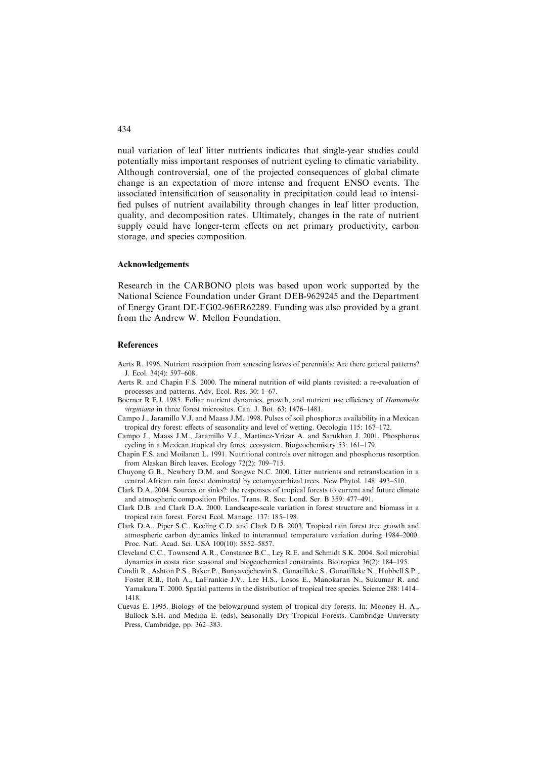nual variation of leaf litter nutrients indicates that single-year studies could potentially miss important responses of nutrient cycling to climatic variability. Although controversial, one of the projected consequences of global climate change is an expectation of more intense and frequent ENSO events. The associated intensification of seasonality in precipitation could lead to intensified pulses of nutrient availability through changes in leaf litter production, quality, and decomposition rates. Ultimately, changes in the rate of nutrient supply could have longer-term effects on net primary productivity, carbon storage, and species composition.

## Acknowledgements

Research in the CARBONO plots was based upon work supported by the National Science Foundation under Grant DEB-9629245 and the Department of Energy Grant DE-FG02-96ER62289. Funding was also provided by a grant from the Andrew W. Mellon Foundation.

## References

Aerts R. 1996. Nutrient resorption from senescing leaves of perennials: Are there general patterns? J. Ecol. 34(4): 597–608.

Aerts R. and Chapin F.S. 2000. The mineral nutrition of wild plants revisited: a re-evaluation of processes and patterns. Adv. Ecol. Res. 30: 1–67.

Boerner R.E.J. 1985. Foliar nutrient dynamics, growth, and nutrient use efficiency of *Hamamelis virginiana* in three forest microsites. Can. J. Bot. 63: 1476–1481.

Campo J., Jaramillo V.J. and Maass J.M. 1998. Pulses of soil phosphorus availability in a Mexican tropical dry forest: effects of seasonality and level of wetting. Oecologia 115: 167–172.

Campo J., Maass J.M., Jaramillo V.J., Martinez-Yrizar A. and Sarukhan J. 2001. Phosphorus cycling in a Mexican tropical dry forest ecosystem. Biogeochemistry 53: 161–179.

Chapin F.S. and Moilanen L. 1991. Nutritional controls over nitrogen and phosphorus resorption from Alaskan Birch leaves. Ecology 72(2): 709–715.

Chuyong G.B., Newbery D.M. and Songwe N.C. 2000. Litter nutrients and retranslocation in a central African rain forest dominated by ectomycorrhizal trees. New Phytol. 148: 493–510.

Clark D.A. 2004. Sources or sinks?: the responses of tropical forests to current and future climate and atmospheric composition Philos. Trans. R. Soc. Lond. Ser. B 359: 477–491.

Clark D.B. and Clark D.A. 2000. Landscape-scale variation in forest structure and biomass in a tropical rain forest. Forest Ecol. Manage. 137: 185–198.

Clark D.A., Piper S.C., Keeling C.D. and Clark D.B. 2003. Tropical rain forest tree growth and atmospheric carbon dynamics linked to interannual temperature variation during 1984–2000. Proc. Natl. Acad. Sci. USA 100(10): 5852–5857.

Cleveland C.C., Townsend A.R., Constance B.C., Ley R.E. and Schmidt S.K. 2004. Soil microbial dynamics in costa rica: seasonal and biogeochemical constraints. Biotropica 36(2): 184–195.

Condit R., Ashton P.S., Baker P., Bunyavejchewin S., Gunatilleke S., Gunatilleke N., Hubbell S.P., Foster R.B., Itoh A., LaFrankie J.V., Lee H.S., Losos E., Manokaran N., Sukumar R. and Yamakura T. 2000. Spatial patterns in the distribution of tropical tree species. Science 288: 1414–1418.

Cuevas E. 1995. Biology of the belowground system of tropical dry forests. In: Mooney H. A., Bullock S.H. and Medina E. (eds), Seasonally Dry Tropical Forests. Cambridge University Press, Cambridge, pp. 362–383.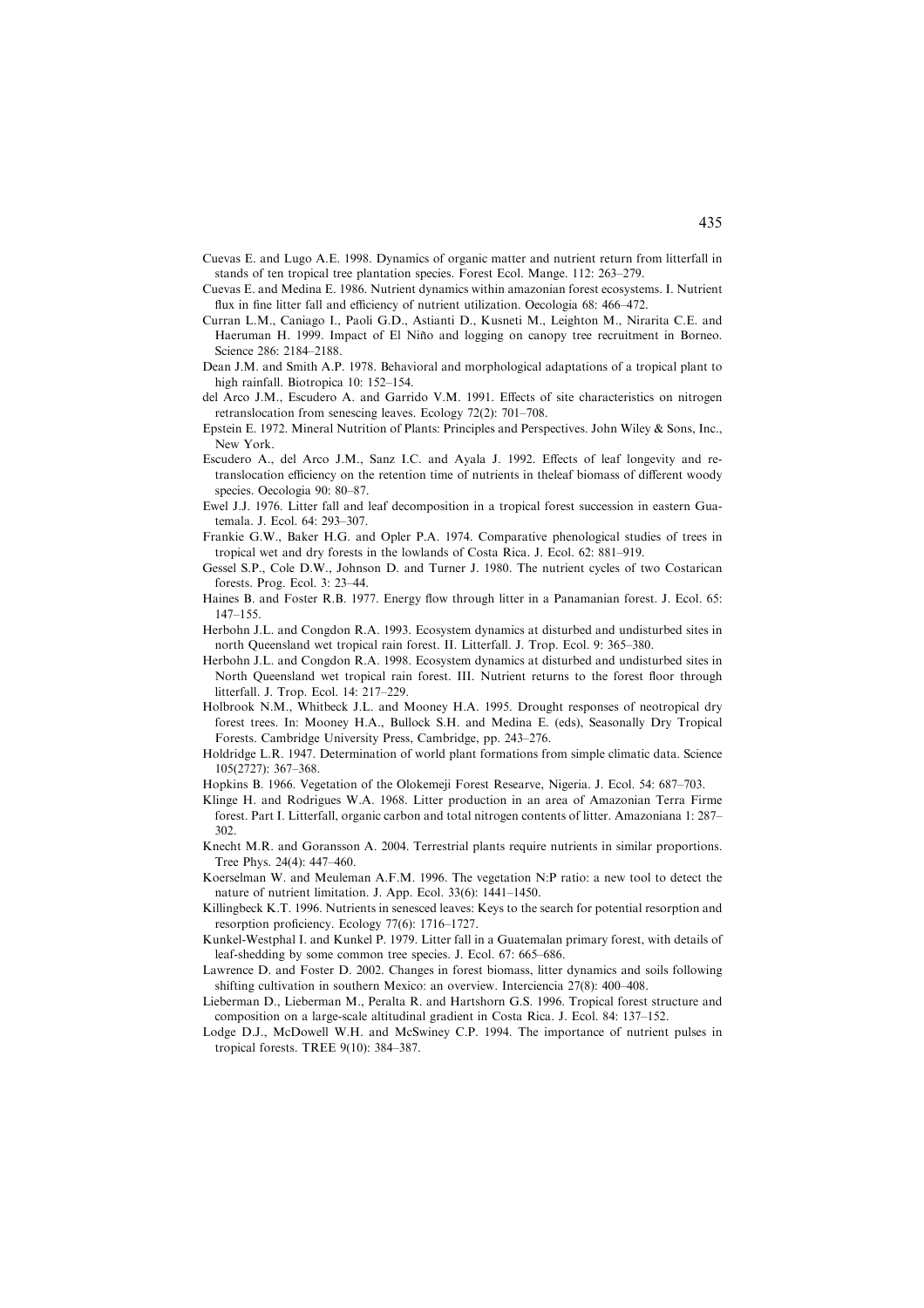Cuevas E. and Lugo A.E. 1998. Dynamics of organic matter and nutrient return from litterfall in stands of ten tropical tree plantation species. Forest Ecol. Mange. 112: 263–279.

Cuevas E. and Medina E. 1986. Nutrient dynamics within amazonian forest ecosystems. I. Nutrient flux in fine litter fall and efficiency of nutrient utilization. Oecologia 68: 466–472.

Curran L.M., Caniago I., Paoli G.D., Astianti D., Kusneti M., Leighton M., Nirarita C.E. and Haeruman H. 1999. Impact of El Niño and logging on canopy tree recruitment in Borneo. Science 286: 2184–2188.

Dean J.M. and Smith A.P. 1978. Behavioral and morphological adaptations of a tropical plant to high rainfall. Biotropica 10: 152–154.

del Arco J.M., Escudero A. and Garrido V.M. 1991. Effects of site characteristics on nitrogen retranslocation from senescing leaves. Ecology 72(2): 701–708.

Epstein E. 1972. Mineral Nutrition of Plants: Principles and Perspectives. John Wiley & Sons, Inc., New York.

Escudero A., del Arco J.M., Sanz I.C. and Ayala J. 1992. Effects of leaf longevity and retranslocation efficiency on the retention time of nutrients in theleaf biomass of different woody species. Oecologia 90: 80–87.

Ewel J.J. 1976. Litter fall and leaf decomposition in a tropical forest succession in eastern Guatemala. J. Ecol. 64: 293–307.

Frankie G.W., Baker H.G. and Opler P.A. 1974. Comparative phenological studies of trees in tropical wet and dry forests in the lowlands of Costa Rica. J. Ecol. 62: 881–919.

Gessel S.P., Cole D.W., Johnson D. and Turner J. 1980. The nutrient cycles of two Costarican forests. Prog. Ecol. 3: 23–44.

Haines B. and Foster R.B. 1977. Energy flow through litter in a Panamanian forest. J. Ecol. 65: 147–155.

Herbohn J.L. and Congdon R.A. 1993. Ecosystem dynamics at disturbed and undisturbed sites in north Queensland wet tropical rain forest. II. Litterfall. J. Trop. Ecol. 9: 365–380.

Herbohn J.L. and Congdon R.A. 1998. Ecosystem dynamics at disturbed and undisturbed sites in North Queensland wet tropical rain forest. III. Nutrient returns to the forest floor through litterfall. J. Trop. Ecol. 14: 217–229.

Holbrook N.M., Whitbeck J.L. and Mooney H.A. 1995. Drought responses of neotropical dry forest trees. In: Mooney H.A., Bullock S.H. and Medina E. (eds), Seasonally Dry Tropical Forests. Cambridge University Press, Cambridge, pp. 243–276.

Holdridge L.R. 1947. Determination of world plant formations from simple climatic data. Science 105(2727): 367–368.

Hopkins B. 1966. Vegetation of the Olokemeji Forest Researve, Nigeria. J. Ecol. 54: 687–703.

Klinge H. and Rodrigues W.A. 1968. Litter production in an area of Amazonian Terra Firme forest. Part I. Litterfall, organic carbon and total nitrogen contents of litter. Amazoniana 1: 287–302.

Knecht M.R. and Goransson A. 2004. Terrestrial plants require nutrients in similar proportions. Tree Phys. 24(4): 447–460.

Koerselman W. and Meuleman A.F.M. 1996. The vegetation N:P ratio: a new tool to detect the nature of nutrient limitation. J. App. Ecol. 33(6): 1441–1450.

Killingbeck K.T. 1996. Nutrients in senesced leaves: Keys to the search for potential resorption and resorption proficiency. Ecology 77(6): 1716–1727.

Kunkel-Westphal I. and Kunkel P. 1979. Litter fall in a Guatemalan primary forest, with details of leaf-shedding by some common tree species. J. Ecol. 67: 665–686.

Lawrence D. and Foster D. 2002. Changes in forest biomass, litter dynamics and soils following shifting cultivation in southern Mexico: an overview. Interciencia 27(8): 400–408.

Lieberman D., Lieberman M., Peralta R. and Hartshorn G.S. 1996. Tropical forest structure and composition on a large-scale altitudinal gradient in Costa Rica. J. Ecol. 84: 137–152.

Lodge D.J., McDowell W.H. and McSwiney C.P. 1994. The importance of nutrient pulses in tropical forests. TREE 9(10): 384–387.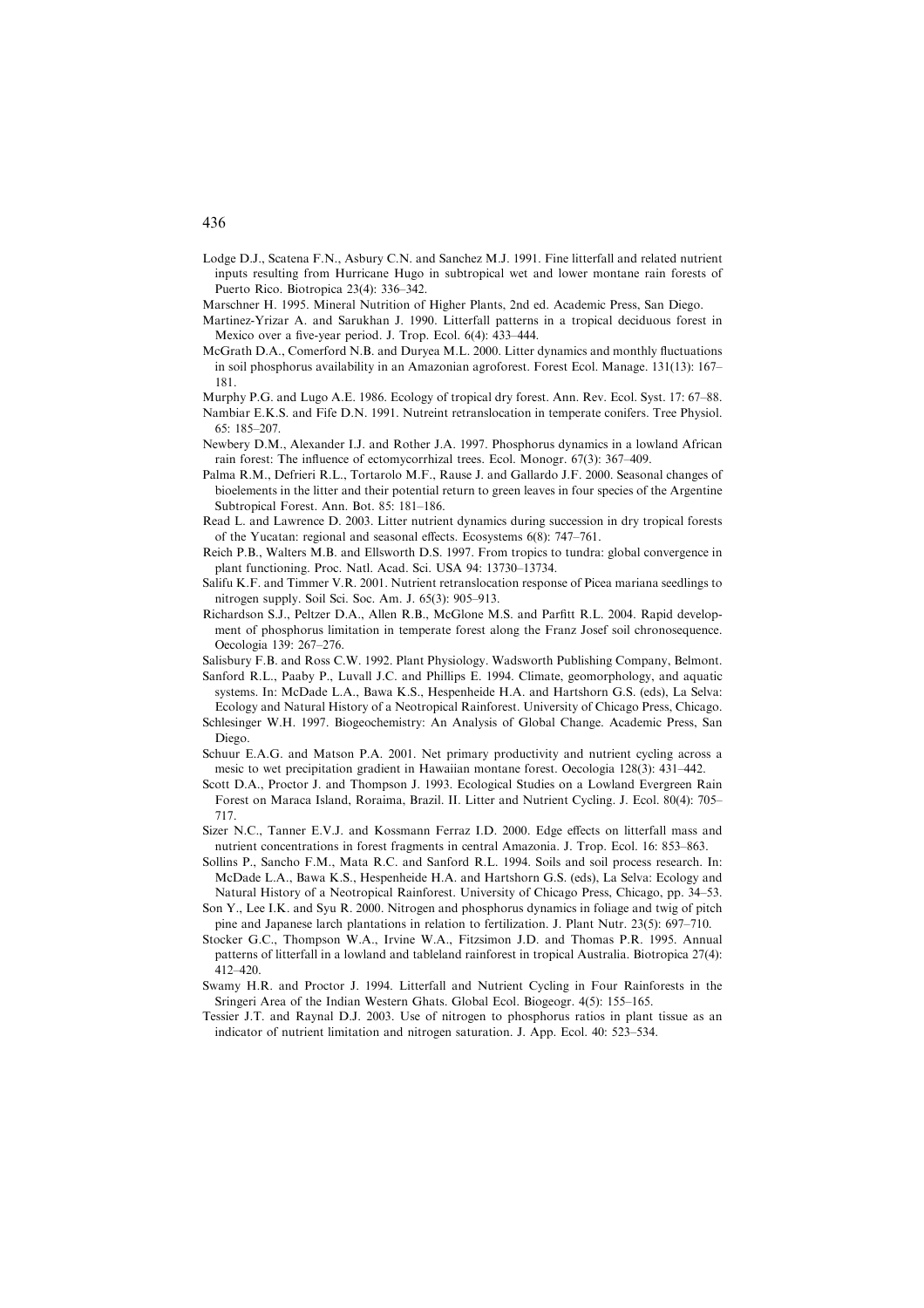Lodge D.J., Scatena F.N., Asbury C.N. and Sanchez M.J. 1991. Fine litterfall and related nutrient inputs resulting from Hurricane Hugo in subtropical wet and lower montane rain forests of Puerto Rico. Biotropica 23(4): 336–342.

Marschner H. 1995. Mineral Nutrition of Higher Plants, 2nd ed. Academic Press, San Diego.

Martinez-Yrizar A. and Sarukhan J. 1990. Litterfall patterns in a tropical deciduous forest in Mexico over a five-year period. J. Trop. Ecol. 6(4): 433–444.

McGrath D.A., Comerford N.B. and Duryea M.L. 2000. Litter dynamics and monthly fluctuations in soil phosphorus availability in an Amazonian agroforest. Forest Ecol. Manage. 131(13): 167–181.

Murphy P.G. and Lugo A.E. 1986. Ecology of tropical dry forest. Ann. Rev. Ecol. Syst. 17: 67–88.

Nambiar E.K.S. and Fife D.N. 1991. Nutreint retranslocation in temperate conifers. Tree Physiol. 65: 185–207.

Newbery D.M., Alexander I.J. and Rother J.A. 1997. Phosphorus dynamics in a lowland African rain forest: The influence of ectomycorrhizal trees. Ecol. Monogr. 67(3): 367–409.

Palma R.M., Defrieri R.L., Tortarolo M.F., Rause J. and Gallardo J.F. 2000. Seasonal changes of bioelements in the litter and their potential return to green leaves in four species of the Argentine Subtropical Forest. Ann. Bot. 85: 181–186.

Read L. and Lawrence D. 2003. Litter nutrient dynamics during succession in dry tropical forests of the Yucatan: regional and seasonal effects. Ecosystems 6(8): 747–761.

Reich P.B., Walters M.B. and Ellsworth D.S. 1997. From tropics to tundra: global convergence in plant functioning. Proc. Natl. Acad. Sci. USA 94: 13730–13734.

Salifu K.F. and Timmer V.R. 2001. Nutrient retranslocation response of Picea mariana seedlings to nitrogen supply. Soil Sci. Soc. Am. J. 65(3): 905–913.

Richardson S.J., Peltzer D.A., Allen R.B., McGlone M.S. and Parfitt R.L. 2004. Rapid development of phosphorus limitation in temperate forest along the Franz Josef soil chronosequence. Oecologia 139: 267–276.

Salisbury F.B. and Ross C.W. 1992. Plant Physiology. Wadsworth Publishing Company, Belmont.

Sanford R.L., Paaby P., Luvall J.C. and Phillips E. 1994. Climate, geomorphology, and aquatic systems. In: McDade L.A., Bawa K.S., Hespenheide H.A. and Hartshorn G.S. (eds), La Selva: Ecology and Natural History of a Neotropical Rainforest. University of Chicago Press, Chicago.

Schlesinger W.H. 1997. Biogeochemistry: An Analysis of Global Change. Academic Press, San Diego.

Schuur E.A.G. and Matson P.A. 2001. Net primary productivity and nutrient cycling across a mesic to wet precipitation gradient in Hawaiian montane forest. Oecologia 128(3): 431–442.

Scott D.A., Proctor J. and Thompson J. 1993. Ecological Studies on a Lowland Evergreen Rain Forest on Maraca Island, Roraima, Brazil. II. Litter and Nutrient Cycling. J. Ecol. 80(4): 705–717.

Sizer N.C., Tanner E.V.J. and Kossmann Ferraz I.D. 2000. Edge effects on litterfall mass and nutrient concentrations in forest fragments in central Amazonia. J. Trop. Ecol. 16: 853–863.

Sollins P., Sancho F.M., Mata R.C. and Sanford R.L. 1994. Soils and soil process research. In: McDade L.A., Bawa K.S., Hespenheide H.A. and Hartshorn G.S. (eds), La Selva: Ecology and Natural History of a Neotropical Rainforest. University of Chicago Press, Chicago, pp. 34–53.

Son Y., Lee I.K. and Syu R. 2000. Nitrogen and phosphorus dynamics in foliage and twig of pitch pine and Japanese larch plantations in relation to fertilization. J. Plant Nutr. 23(5): 697–710.

Stocker G.C., Thompson W.A., Irvine W.A., Fitzsimon J.D. and Thomas P.R. 1995. Annual patterns of litterfall in a lowland and tableland rainforest in tropical Australia. Biotropica 27(4): 412–420.

Swamy H.R. and Proctor J. 1994. Litterfall and Nutrient Cycling in Four Rainforests in the Sringeri Area of the Indian Western Ghats. Global Ecol. Biogeogr. 4(5): 155–165.

Tessier J.T. and Raynal D.J. 2003. Use of nitrogen to phosphorus ratios in plant tissue as an indicator of nutrient limitation and nitrogen saturation. J. App. Ecol. 40: 523–534.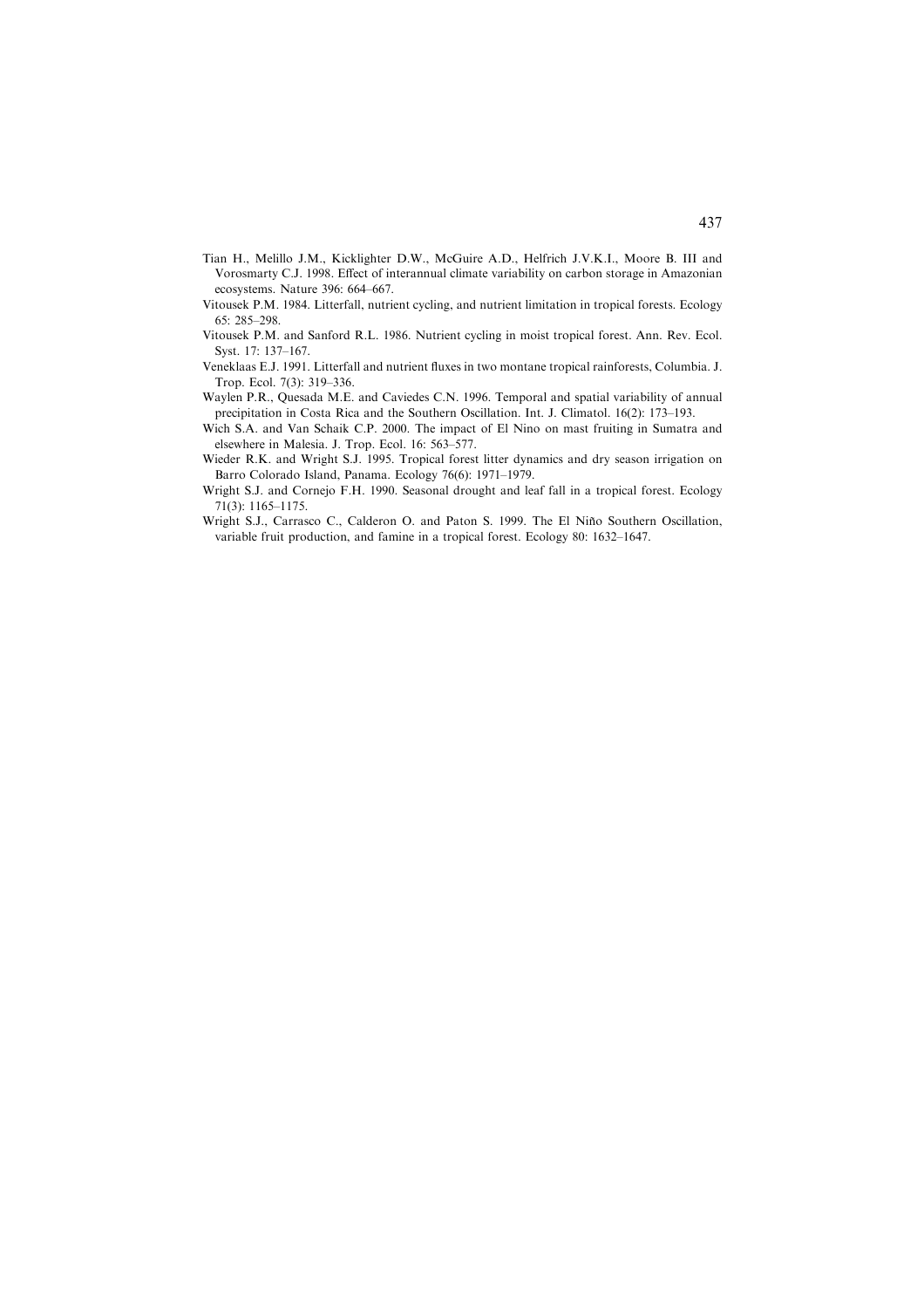Tian H., Melillo J.M., Kicklighter D.W., McGuire A.D., Helfrich J.V.K.I., Moore B. III and Vorosmarty C.J. 1998. Effect of interannual climate variability on carbon storage in Amazonian ecosystems. Nature 396: 664–667.

Vitousek P.M. 1984. Litterfall, nutrient cycling, and nutrient limitation in tropical forests. Ecology 65: 285–298.

Vitousek P.M. and Sanford R.L. 1986. Nutrient cycling in moist tropical forest. Ann. Rev. Ecol. Syst. 17: 137–167.

Veneklaas E.J. 1991. Litterfall and nutrient fluxes in two montane tropical rainforests, Columbia. J. Trop. Ecol. 7(3): 319–336.

Waylen P.R., Quesada M.E. and Caviedes C.N. 1996. Temporal and spatial variability of annual precipitation in Costa Rica and the Southern Oscillation. Int. J. Climatol. 16(2): 173–193.

Wich S.A. and Van Schaik C.P. 2000. The impact of El Nino on mast fruiting in Sumatra and elsewhere in Malesia. J. Trop. Ecol. 16: 563–577.

Wieder R.K. and Wright S.J. 1995. Tropical forest litter dynamics and dry season irrigation on Barro Colorado Island, Panama. Ecology 76(6): 1971–1979.

Wright S.J. and Cornejo F.H. 1990. Seasonal drought and leaf fall in a tropical forest. Ecology 71(3): 1165–1175.

Wright S.J., Carrasco C., Calderon O. and Paton S. 1999. The El Niño Southern Oscillation, variable fruit production, and famine in a tropical forest. Ecology 80: 1632–1647.